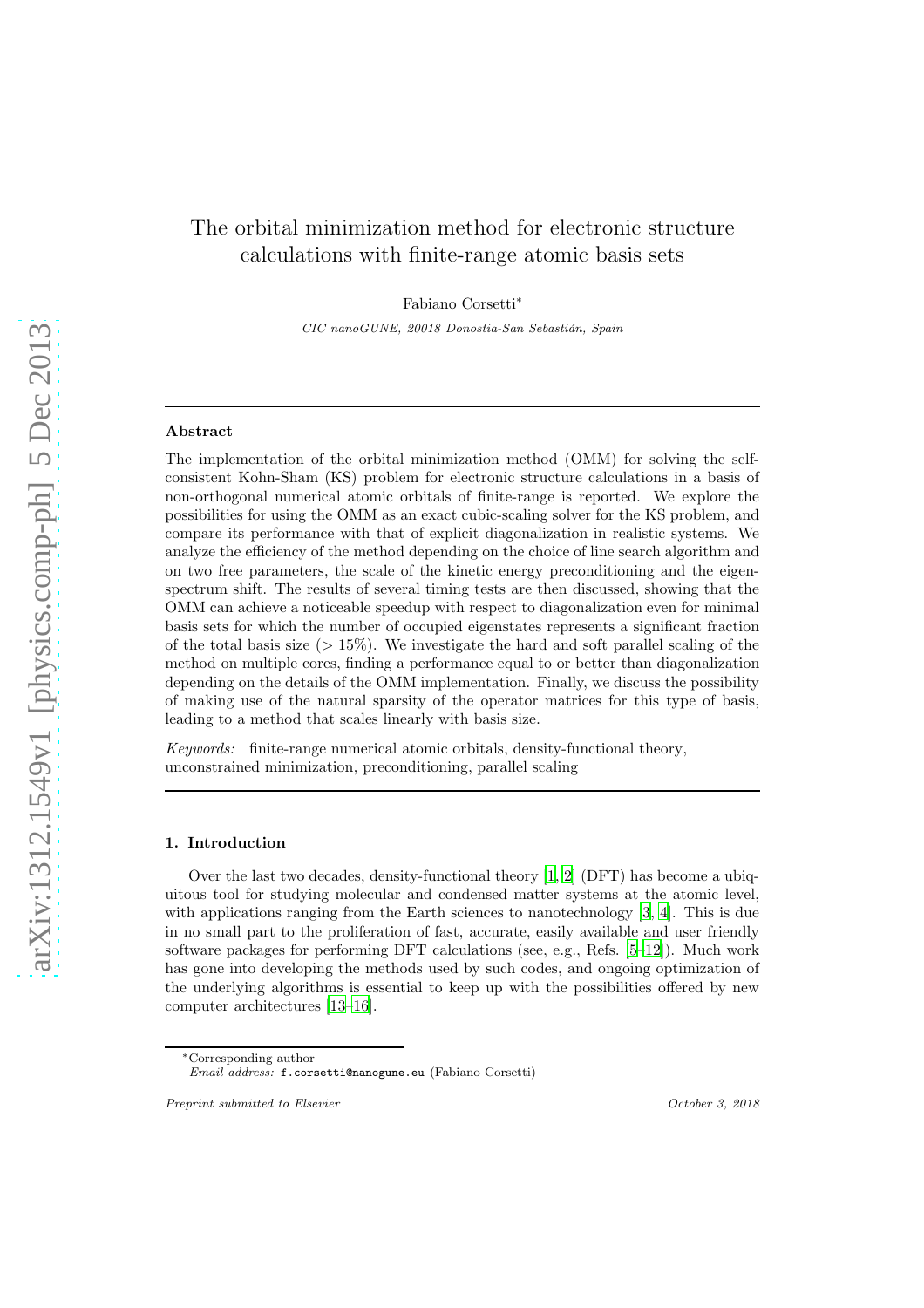# The orbital minimization method for electronic structure calculations with finite-range atomic basis sets

Fabiano Corsetti*

*CIC nanoGUNE, 20018 Donostia-San Sebastián, Spain*

---

## Abstract

The implementation of the orbital minimization method (OMM) for solving the self-consistent Kohn-Sham (KS) problem for electronic structure calculations in a basis of non-orthogonal numerical atomic orbitals of finite-range is reported. We explore the possibilities for using the OMM as an exact cubic-scaling solver for the KS problem, and compare its performance with that of explicit diagonalization in realistic systems. We analyze the efficiency of the method depending on the choice of line search algorithm and on two free parameters, the scale of the kinetic energy preconditioning and the eigenspectrum shift. The results of several timing tests are then discussed, showing that the OMM can achieve a noticeable speedup with respect to diagonalization even for minimal basis sets for which the number of occupied eigenstates represents a significant fraction of the total basis size (> 15%). We investigate the hard and soft parallel scaling of the method on multiple cores, finding a performance equal to or better than diagonalization depending on the details of the OMM implementation. Finally, we discuss the possibility of making use of the natural sparsity of the operator matrices for this type of basis, leading to a method that scales linearly with basis size.

*Keywords:* finite-range numerical atomic orbitals, density-functional theory, unconstrained minimization, preconditioning, parallel scaling

---

## 1. Introduction

Over the last two decades, density-functional theory [1, 2] (DFT) has become a ubiquitous tool for studying molecular and condensed matter systems at the atomic level, with applications ranging from the Earth sciences to nanotechnology [3, 4]. This is due in no small part to the proliferation of fast, accurate, easily available and user friendly software packages for performing DFT calculations (see, e.g., Refs. [5–12]). Much work has gone into developing the methods used by such codes, and ongoing optimization of the underlying algorithms is essential to keep up with the possibilities offered by new computer architectures [13–16].

*Corresponding author
*Email address:* f.corsetti@nanogune.eu (Fabiano Corsetti)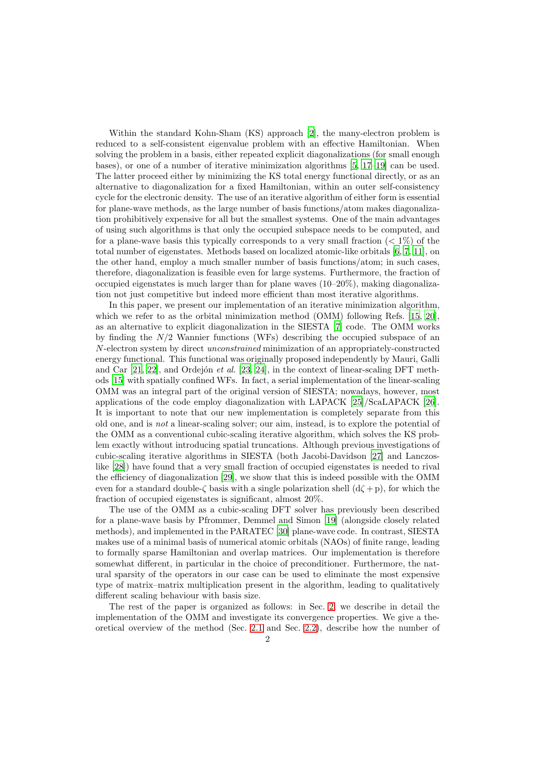Within the standard Kohn-Sham (KS) approach [2], the many-electron problem is reduced to a self-consistent eigenvalue problem with an effective Hamiltonian. When solving the problem in a basis, either repeated explicit diagonalizations (for small enough bases), or one of a number of iterative minimization algorithms [5, 17–19] can be used. The latter proceed either by minimizing the KS total energy functional directly, or as an alternative to diagonalization for a fixed Hamiltonian, within an outer self-consistency cycle for the electronic density. The use of an iterative algorithm of either form is essential for plane-wave methods, as the large number of basis functions/atom makes diagonalization prohibitively expensive for all but the smallest systems. One of the main advantages of using such algorithms is that only the occupied subspace needs to be computed, and for a plane-wave basis this typically corresponds to a very small fraction ($< 1\%$) of the total number of eigenstates. Methods based on localized atomic-like orbitals [6, 7, 11], on the other hand, employ a much smaller number of basis functions/atom; in such cases, therefore, diagonalization is feasible even for large systems. Furthermore, the fraction of occupied eigenstates is much larger than for plane waves (10–20%), making diagonalization not just competitive but indeed more efficient than most iterative algorithms.

In this paper, we present our implementation of an iterative minimization algorithm, which we refer to as the orbital minimization method (OMM) following Refs. [15, 20], as an alternative to explicit diagonalization in the SIESTA [7] code. The OMM works by finding the $N/2$ Wannier functions (WFs) describing the occupied subspace of an $N$-electron system by direct *unconstrained* minimization of an appropriately-constructed energy functional. This functional was originally proposed independently by Mauri, Galli and Car [21, 22], and Ordejón *et al.* [23, 24], in the context of linear-scaling DFT methods [15] with spatially confined WFs. In fact, a serial implementation of the linear-scaling OMM was an integral part of the original version of SIESTA; nowadays, however, most applications of the code employ diagonalization with LAPACK [25]/ScaLAPACK [26]. It is important to note that our new implementation is completely separate from this old one, and is *not* a linear-scaling solver; our aim, instead, is to explore the potential of the OMM as a conventional cubic-scaling iterative algorithm, which solves the KS problem exactly without introducing spatial truncations. Although previous investigations of cubic-scaling iterative algorithms in SIESTA (both Jacobi-Davidson [27] and Lanczos-like [28]) have found that a very small fraction of occupied eigenstates is needed to rival the efficiency of diagonalization [29], we show that this is indeed possible with the OMM even for a standard double-$\zeta$ basis with a single polarization shell ($\mathrm{d}\zeta + \mathrm{p}$), for which the fraction of occupied eigenstates is significant, almost 20%.

The use of the OMM as a cubic-scaling DFT solver has previously been described for a plane-wave basis by Pfrommer, Demmel and Simon [19] (alongside closely related methods), and implemented in the PARATEC [30] plane-wave code. In contrast, SIESTA makes use of a minimal basis of numerical atomic orbitals (NAOs) of finite range, leading to formally sparse Hamiltonian and overlap matrices. Our implementation is therefore somewhat different, in particular in the choice of preconditioner. Furthermore, the natural sparsity of the operators in our case can be used to eliminate the most expensive type of matrix–matrix multiplication present in the algorithm, leading to qualitatively different scaling behaviour with basis size.

The rest of the paper is organized as follows: in Sec. 2 we describe in detail the implementation of the OMM and investigate its convergence properties. We give a theoretical overview of the method (Sec. 2.1 and Sec. 2.2), describe how the number of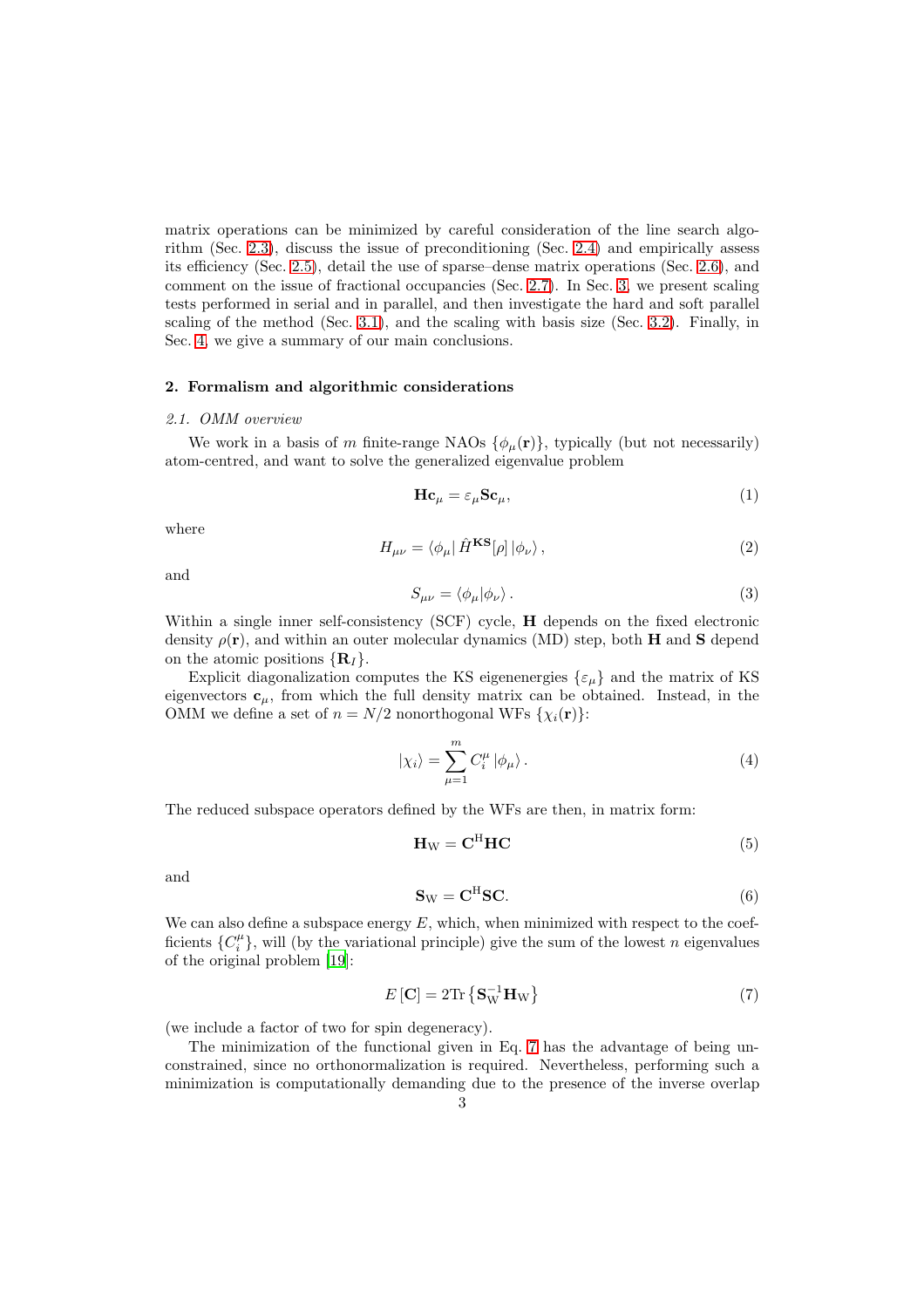matrix operations can be minimized by careful consideration of the line search algorithm (Sec. 2.3), discuss the issue of preconditioning (Sec. 2.4) and empirically assess its efficiency (Sec. 2.5), detail the use of sparse–dense matrix operations (Sec. 2.6), and comment on the issue of fractional occupancies (Sec. 2.7). In Sec. 3, we present scaling tests performed in serial and in parallel, and then investigate the hard and soft parallel scaling of the method (Sec. 3.1), and the scaling with basis size (Sec. 3.2). Finally, in Sec. 4, we give a summary of our main conclusions.

## 2. Formalism and algorithmic considerations

### *2.1. OMM overview*

We work in a basis of $m$ finite-range NAOs $\{\phi_\mu(\mathbf{r})\}$, typically (but not necessarily) atom-centred, and want to solve the generalized eigenvalue problem

$$\mathbf{H}\mathbf{c}_\mu = \varepsilon_\mu \mathbf{S}\mathbf{c}_\mu, \tag{1}$$

where

$$H_{\mu\nu} = \langle \phi_\mu | \, \hat{H}^{\mathbf{KS}}[\rho] \, | \phi_\nu \rangle \,, \tag{2}$$

and

$$S_{\mu\nu} = \langle \phi_\mu | \phi_\nu \rangle \,. \tag{3}$$

Within a single inner self-consistency (SCF) cycle, $\mathbf{H}$ depends on the fixed electronic density $\rho(\mathbf{r})$, and within an outer molecular dynamics (MD) step, both $\mathbf{H}$ and $\mathbf{S}$ depend on the atomic positions $\{\mathbf{R}_I\}$.

Explicit diagonalization computes the KS eigenenergies $\{\varepsilon_\mu\}$ and the matrix of KS eigenvectors $\mathbf{c}_\mu$, from which the full density matrix can be obtained. Instead, in the OMM we define a set of $n = N/2$ nonorthogonal WFs $\{\chi_i(\mathbf{r})\}$:

$$|\chi_i\rangle = \sum_{\mu=1}^{m} C_i^\mu \, |\phi_\mu\rangle \,. \tag{4}$$

The reduced subspace operators defined by the WFs are then, in matrix form:

$$\mathbf{H}_{\mathrm{W}} = \mathbf{C}^{\mathrm{H}}\mathbf{H}\mathbf{C} \tag{5}$$

and

$$\mathbf{S}_{\mathrm{W}} = \mathbf{C}^{\mathrm{H}}\mathbf{S}\mathbf{C}. \tag{6}$$

We can also define a subspace energy $E$, which, when minimized with respect to the coefficients $\{C_i^\mu\}$, will (by the variational principle) give the sum of the lowest $n$ eigenvalues of the original problem [19]:

$$E\left[\mathbf{C}\right] = 2\mathrm{Tr}\left\{\mathbf{S}_{\mathrm{W}}^{-1}\mathbf{H}_{\mathrm{W}}\right\} \tag{7}$$

(we include a factor of two for spin degeneracy).

The minimization of the functional given in Eq. 7 has the advantage of being unconstrained, since no orthonormalization is required. Nevertheless, performing such a minimization is computationally demanding due to the presence of the inverse overlap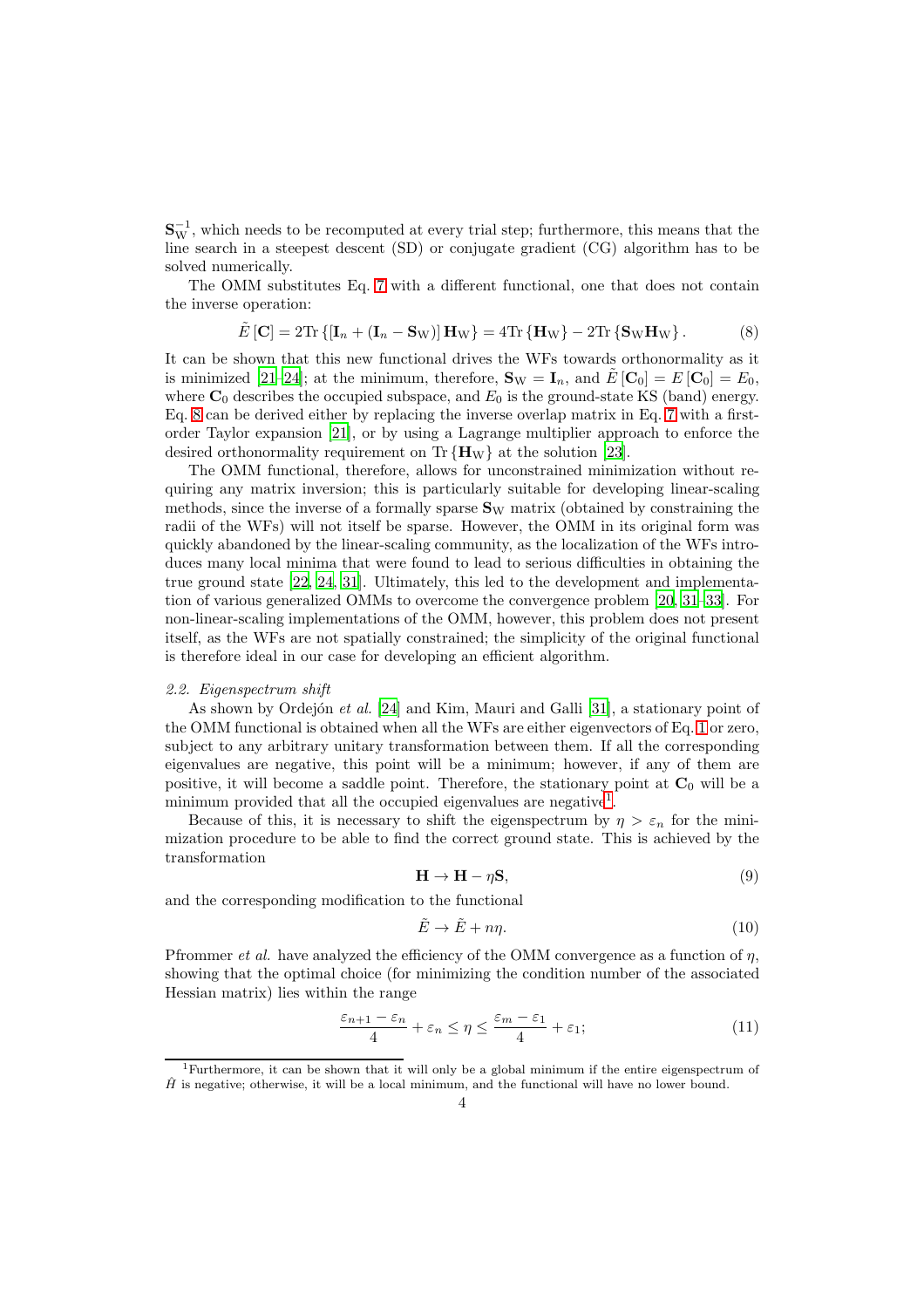$\mathbf{S}_\mathrm{W}^{-1}$, which needs to be recomputed at every trial step; furthermore, this means that the line search in a steepest descent (SD) or conjugate gradient (CG) algorithm has to be solved numerically.

The OMM substitutes Eq. 7 with a different functional, one that does not contain the inverse operation:

$$\tilde{E}\left[\mathbf{C}\right] = 2\mathrm{Tr}\left\{\left[\mathbf{I}_n + \left(\mathbf{I}_n - \mathbf{S}_\mathrm{W}\right)\right]\mathbf{H}_\mathrm{W}\right\} = 4\mathrm{Tr}\left\{\mathbf{H}_\mathrm{W}\right\} - 2\mathrm{Tr}\left\{\mathbf{S}_\mathrm{W}\mathbf{H}_\mathrm{W}\right\}. \tag{8}$$

It can be shown that this new functional drives the WFs towards orthonormality as it is minimized [21–24]; at the minimum, therefore, $\mathbf{S}_\mathrm{W} = \mathbf{I}_n$, and $\tilde{E}\left[\mathbf{C}_0\right] = E\left[\mathbf{C}_0\right] = E_0$, where $\mathbf{C}_0$ describes the occupied subspace, and $E_0$ is the ground-state KS (band) energy. Eq. 8 can be derived either by replacing the inverse overlap matrix in Eq. 7 with a first-order Taylor expansion [21], or by using a Lagrange multiplier approach to enforce the desired orthonormality requirement on $\mathrm{Tr}\left\{\mathbf{H}_\mathrm{W}\right\}$ at the solution [23].

The OMM functional, therefore, allows for unconstrained minimization without requiring any matrix inversion; this is particularly suitable for developing linear-scaling methods, since the inverse of a formally sparse $\mathbf{S}_\mathrm{W}$ matrix (obtained by constraining the radii of the WFs) will not itself be sparse. However, the OMM in its original form was quickly abandoned by the linear-scaling community, as the localization of the WFs introduces many local minima that were found to lead to serious difficulties in obtaining the true ground state [22, 24, 31]. Ultimately, this led to the development and implementation of various generalized OMMs to overcome the convergence problem [20, 31–33]. For non-linear-scaling implementations of the OMM, however, this problem does not present itself, as the WFs are not spatially constrained; the simplicity of the original functional is therefore ideal in our case for developing an efficient algorithm.

### 2.2. Eigenspectrum shift

As shown by Ordejón *et al.* [24] and Kim, Mauri and Galli [31], a stationary point of the OMM functional is obtained when all the WFs are either eigenvectors of Eq. 1 or zero, subject to any arbitrary unitary transformation between them. If all the corresponding eigenvalues are negative, this point will be a minimum; however, if any of them are positive, it will become a saddle point. Therefore, the stationary point at $\mathbf{C}_0$ will be a minimum provided that all the occupied eigenvalues are negative[1].

Because of this, it is necessary to shift the eigenspectrum by $\eta > \varepsilon_n$ for the minimization procedure to be able to find the correct ground state. This is achieved by the transformation

$$\mathbf{H} \rightarrow \mathbf{H} - \eta\mathbf{S}, \tag{9}$$

and the corresponding modification to the functional

$$\tilde{E} \rightarrow \tilde{E} + n\eta. \tag{10}$$

Pfrommer *et al.* have analyzed the efficiency of the OMM convergence as a function of $\eta$, showing that the optimal choice (for minimizing the condition number of the associated Hessian matrix) lies within the range

$$\frac{\varepsilon_{n+1} - \varepsilon_n}{4} + \varepsilon_n \leq \eta \leq \frac{\varepsilon_m - \varepsilon_1}{4} + \varepsilon_1; \tag{11}$$

[1] Furthermore, it can be shown that it will only be a global minimum if the entire eigenspectrum of $\hat{H}$ is negative; otherwise, it will be a local minimum, and the functional will have no lower bound.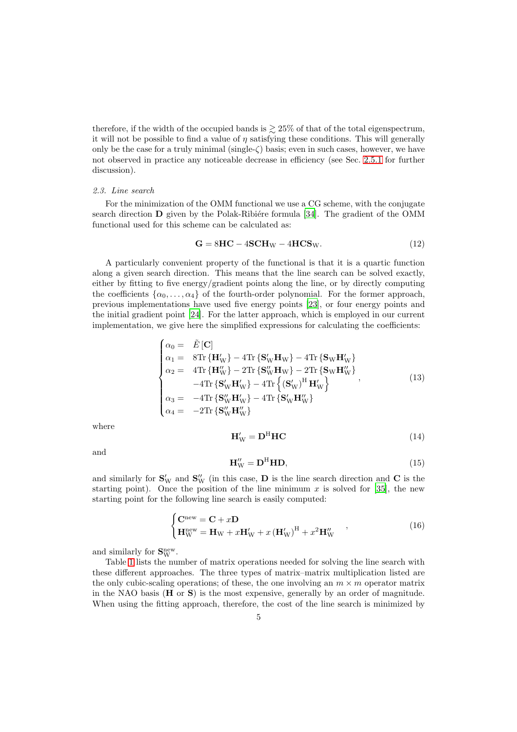therefore, if the width of the occupied bands is $\gtrsim 25\%$ of that of the total eigenspectrum, it will not be possible to find a value of $\eta$ satisfying these conditions. This will generally only be the case for a truly minimal (single-$\zeta$) basis; even in such cases, however, we have not observed in practice any noticeable decrease in efficiency (see Sec. 2.5.1 for further discussion).

### *2.3. Line search*

For the minimization of the OMM functional we use a CG scheme, with the conjugate search direction $\mathbf{D}$ given by the Polak-Ribiére formula [34]. The gradient of the OMM functional used for this scheme can be calculated as:

$$\mathbf{G} = 8\mathbf{HC} - 4\mathbf{SCH}_{\mathrm{W}} - 4\mathbf{HCS}_{\mathrm{W}}. \tag{12}$$

A particularly convenient property of the functional is that it is a quartic function along a given search direction. This means that the line search can be solved exactly, either by fitting to five energy/gradient points along the line, or by directly computing the coefficients $\{\alpha_0, \ldots, \alpha_4\}$ of the fourth-order polynomial. For the former approach, previous implementations have used five energy points [23], or four energy points and the initial gradient point [24]. For the latter approach, which is employed in our current implementation, we give here the simplified expressions for calculating the coefficients:

$$\begin{cases} \alpha_0 = & \tilde{E}\left[\mathbf{C}\right] \\ \alpha_1 = & 8\mathrm{Tr}\left\{\mathbf{H}'_{\mathrm{W}}\right\} - 4\mathrm{Tr}\left\{\mathbf{S}'_{\mathrm{W}}\mathbf{H}_{\mathrm{W}}\right\} - 4\mathrm{Tr}\left\{\mathbf{S}_{\mathrm{W}}\mathbf{H}'_{\mathrm{W}}\right\} \\ \alpha_2 = & 4\mathrm{Tr}\left\{\mathbf{H}''_{\mathrm{W}}\right\} - 2\mathrm{Tr}\left\{\mathbf{S}''_{\mathrm{W}}\mathbf{H}_{\mathrm{W}}\right\} - 2\mathrm{Tr}\left\{\mathbf{S}_{\mathrm{W}}\mathbf{H}''_{\mathrm{W}}\right\} \\ & -4\mathrm{Tr}\left\{\mathbf{S}'_{\mathrm{W}}\mathbf{H}'_{\mathrm{W}}\right\} - 4\mathrm{Tr}\left\{\left(\mathbf{S}'_{\mathrm{W}}\right)^{\mathrm{H}}\mathbf{H}'_{\mathrm{W}}\right\} \\ \alpha_3 = & -4\mathrm{Tr}\left\{\mathbf{S}''_{\mathrm{W}}\mathbf{H}'_{\mathrm{W}}\right\} - 4\mathrm{Tr}\left\{\mathbf{S}'_{\mathrm{W}}\mathbf{H}''_{\mathrm{W}}\right\} \\ \alpha_4 = & -2\mathrm{Tr}\left\{\mathbf{S}''_{\mathrm{W}}\mathbf{H}''_{\mathrm{W}}\right\} \end{cases}, \tag{13}$$

where

$$\mathbf{H}'_{\mathrm{W}} = \mathbf{D}^{\mathrm{H}}\mathbf{HC} \tag{14}$$

and

$$\mathbf{H}''_{\mathrm{W}} = \mathbf{D}^{\mathrm{H}}\mathbf{HD}, \tag{15}$$

and similarly for $\mathbf{S}'_{\mathrm{W}}$ and $\mathbf{S}''_{\mathrm{W}}$ (in this case, $\mathbf{D}$ is the line search direction and $\mathbf{C}$ is the starting point). Once the position of the line minimum $x$ is solved for [35], the new starting point for the following line search is easily computed:

$$\begin{cases} \mathbf{C}^{\mathrm{new}} = \mathbf{C} + x\mathbf{D} \\ \mathbf{H}^{\mathrm{new}}_{\mathrm{W}} = \mathbf{H}_{\mathrm{W}} + x\mathbf{H}'_{\mathrm{W}} + x\left(\mathbf{H}'_{\mathrm{W}}\right)^{\mathrm{H}} + x^2\mathbf{H}''_{\mathrm{W}} \end{cases}, \tag{16}$$

and similarly for $\mathbf{S}^{\mathrm{new}}_{\mathrm{W}}$.

Table 1 lists the number of matrix operations needed for solving the line search with these different approaches. The three types of matrix–matrix multiplication listed are the only cubic-scaling operations; of these, the one involving an $m \times m$ operator matrix in the NAO basis ($\mathbf{H}$ or $\mathbf{S}$) is the most expensive, generally by an order of magnitude. When using the fitting approach, therefore, the cost of the line search is minimized by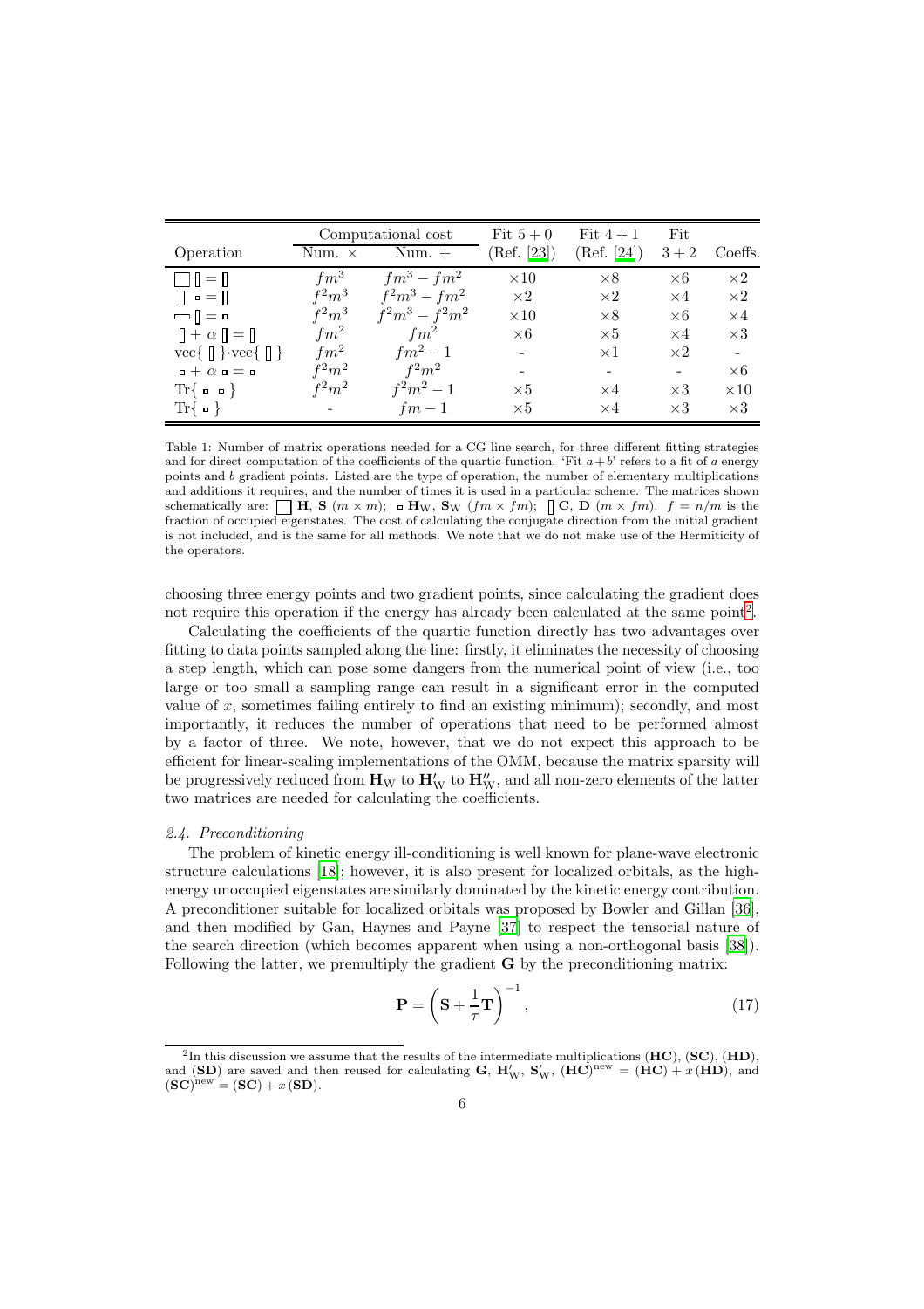| Operation | Computational cost | | Fit $5+0$ | Fit $4+1$ | Fit | |
|---|---|---|---|---|---|---|
| | Num. $\times$ | Num. $+$ | (Ref. [23]) | (Ref. [24]) | $3+2$ | Coeffs. |
| □ ▯ = ▯ | $fm^3$ | $fm^3 - fm^2$ | $\times 10$ | $\times 8$ | $\times 6$ | $\times 2$ |
| ▯ ▫ = ▯ | $f^2m^3$ | $f^2m^3 - fm^2$ | $\times 2$ | $\times 2$ | $\times 4$ | $\times 2$ |
| ▭ ▯ = ▫ | $f^2m^3$ | $f^2m^3 - f^2m^2$ | $\times 10$ | $\times 8$ | $\times 6$ | $\times 4$ |
| ▯ + $\alpha$ ▯ = ▯ | $fm^2$ | $fm^2$ | $\times 6$ | $\times 5$ | $\times 4$ | $\times 3$ |
| vec{ ▯ }·vec{ ▯ } | $fm^2$ | $fm^2 - 1$ | - | $\times 1$ | $\times 2$ | - |
| ▫ + $\alpha$ ▫ = ▫ | $f^2m^2$ | $f^2m^2$ | - | - | - | $\times 6$ |
| Tr{ ▫ ▫ } | $f^2m^2$ | $f^2m^2 - 1$ | $\times 5$ | $\times 4$ | $\times 3$ | $\times 10$ |
| Tr{ ▫ } | - | $fm - 1$ | $\times 5$ | $\times 4$ | $\times 3$ | $\times 3$ |

Table 1: Number of matrix operations needed for a CG line search, for three different fitting strategies and for direct computation of the coefficients of the quartic function. 'Fit $a+b$' refers to a fit of $a$ energy points and $b$ gradient points. Listed are the type of operation, the number of elementary multiplications and additions it requires, and the number of times it is used in a particular scheme. The matrices shown schematically are: □ $\mathbf{H}$, $\mathbf{S}$ ($m \times m$); ▫ $\mathbf{H}_{\mathrm{W}}$, $\mathbf{S}_{\mathrm{W}}$ ($fm \times fm$); ▯ $\mathbf{C}$, $\mathbf{D}$ ($m \times fm$). $f = n/m$ is the fraction of occupied eigenstates. The cost of calculating the conjugate direction from the initial gradient is not included, and is the same for all methods. We note that we do not make use of the Hermiticity of the operators.

choosing three energy points and two gradient points, since calculating the gradient does not require this operation if the energy has already been calculated at the same point[2].

Calculating the coefficients of the quartic function directly has two advantages over fitting to data points sampled along the line: firstly, it eliminates the necessity of choosing a step length, which can pose some dangers from the numerical point of view (i.e., too large or too small a sampling range can result in a significant error in the computed value of $x$, sometimes failing entirely to find an existing minimum); secondly, and most importantly, it reduces the number of operations that need to be performed almost by a factor of three. We note, however, that we do not expect this approach to be efficient for linear-scaling implementations of the OMM, because the matrix sparsity will be progressively reduced from $\mathbf{H}_{\mathrm{W}}$ to $\mathbf{H}'_{\mathrm{W}}$ to $\mathbf{H}''_{\mathrm{W}}$, and all non-zero elements of the latter two matrices are needed for calculating the coefficients.

### *2.4. Preconditioning*

The problem of kinetic energy ill-conditioning is well known for plane-wave electronic structure calculations [18]; however, it is also present for localized orbitals, as the high-energy unoccupied eigenstates are similarly dominated by the kinetic energy contribution. A preconditioner suitable for localized orbitals was proposed by Bowler and Gillan [36], and then modified by Gan, Haynes and Payne [37] to respect the tensorial nature of the search direction (which becomes apparent when using a non-orthogonal basis [38]). Following the latter, we premultiply the gradient $\mathbf{G}$ by the preconditioning matrix:

$$\mathbf{P} = \left( \mathbf{S} + \frac{1}{\tau} \mathbf{T} \right)^{-1}, \tag{17}$$

[2] In this discussion we assume that the results of the intermediate multiplications $(\mathbf{HC})$, $(\mathbf{SC})$, $(\mathbf{HD})$, and $(\mathbf{SD})$ are saved and then reused for calculating $\mathbf{G}$, $\mathbf{H}'_{\mathrm{W}}$, $\mathbf{S}'_{\mathrm{W}}$, $(\mathbf{HC})^{\mathrm{new}} = (\mathbf{HC}) + x\,(\mathbf{HD})$, and $(\mathbf{SC})^{\mathrm{new}} = (\mathbf{SC}) + x\,(\mathbf{SD})$.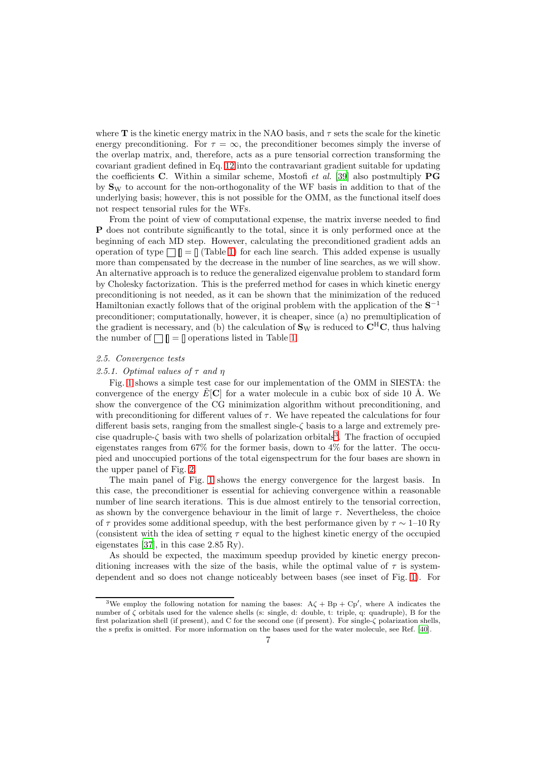where $\mathbf{T}$ is the kinetic energy matrix in the NAO basis, and $\tau$ sets the scale for the kinetic energy preconditioning. For $\tau = \infty$, the preconditioner becomes simply the inverse of the overlap matrix, and, therefore, acts as a pure tensorial correction transforming the covariant gradient defined in Eq. 12 into the contravariant gradient suitable for updating the coefficients $\mathbf{C}$. Within a similar scheme, Mostofi *et al.* [39] also postmultiply $\mathbf{PG}$ by $\mathbf{S}_{\mathrm{W}}$ to account for the non-orthogonality of the WF basis in addition to that of the underlying basis; however, this is not possible for the OMM, as the functional itself does not respect tensorial rules for the WFs.

From the point of view of computational expense, the matrix inverse needed to find $\mathbf{P}$ does not contribute significantly to the total, since it is only performed once at the beginning of each MD step. However, calculating the preconditioned gradient adds an operation of type $\square\,[\!] = [\!]$ (Table 1) for each line search. This added expense is usually more than compensated by the decrease in the number of line searches, as we will show. An alternative approach is to reduce the generalized eigenvalue problem to standard form by Cholesky factorization. This is the preferred method for cases in which kinetic energy preconditioning is not needed, as it can be shown that the minimization of the reduced Hamiltonian exactly follows that of the original problem with the application of the $\mathbf{S}^{-1}$ preconditioner; computationally, however, it is cheaper, since (a) no premultiplication of the gradient is necessary, and (b) the calculation of $\mathbf{S}_{\mathrm{W}}$ is reduced to $\mathbf{C}^{\mathrm{H}}\mathbf{C}$, thus halving the number of $\square\,[\!] = [\!]$ operations listed in Table 1.

## *2.5. Convergence tests*

### *2.5.1. Optimal values of $\tau$ and $\eta$*

Fig. 1 shows a simple test case for our implementation of the OMM in SIESTA: the convergence of the energy $\tilde{E}[\mathbf{C}]$ for a water molecule in a cubic box of side 10 Å. We show the convergence of the CG minimization algorithm without preconditioning, and with preconditioning for different values of $\tau$. We have repeated the calculations for four different basis sets, ranging from the smallest single-$\zeta$ basis to a large and extremely precise quadruple-$\zeta$ basis with two shells of polarization orbitals[3]. The fraction of occupied eigenstates ranges from 67% for the former basis, down to 4% for the latter. The occupied and unoccupied portions of the total eigenspectrum for the four bases are shown in the upper panel of Fig. 2.

The main panel of Fig. 1 shows the energy convergence for the largest basis. In this case, the preconditioner is essential for achieving convergence within a reasonable number of line search iterations. This is due almost entirely to the tensorial correction, as shown by the convergence behaviour in the limit of large $\tau$. Nevertheless, the choice of $\tau$ provides some additional speedup, with the best performance given by $\tau \sim$ 1–10 Ry (consistent with the idea of setting $\tau$ equal to the highest kinetic energy of the occupied eigenstates [37], in this case 2.85 Ry).

As should be expected, the maximum speedup provided by kinetic energy preconditioning increases with the size of the basis, while the optimal value of $\tau$ is system-dependent and so does not change noticeably between bases (see inset of Fig. 1). For

---

[3]We employ the following notation for naming the bases: A$\zeta$ + Bp + Cp′, where A indicates the number of $\zeta$ orbitals used for the valence shells (s: single, d: double, t: triple, q: quadruple), B for the first polarization shell (if present), and C for the second one (if present). For single-$\zeta$ polarization shells, the s prefix is omitted. For more information on the bases used for the water molecule, see Ref. [40].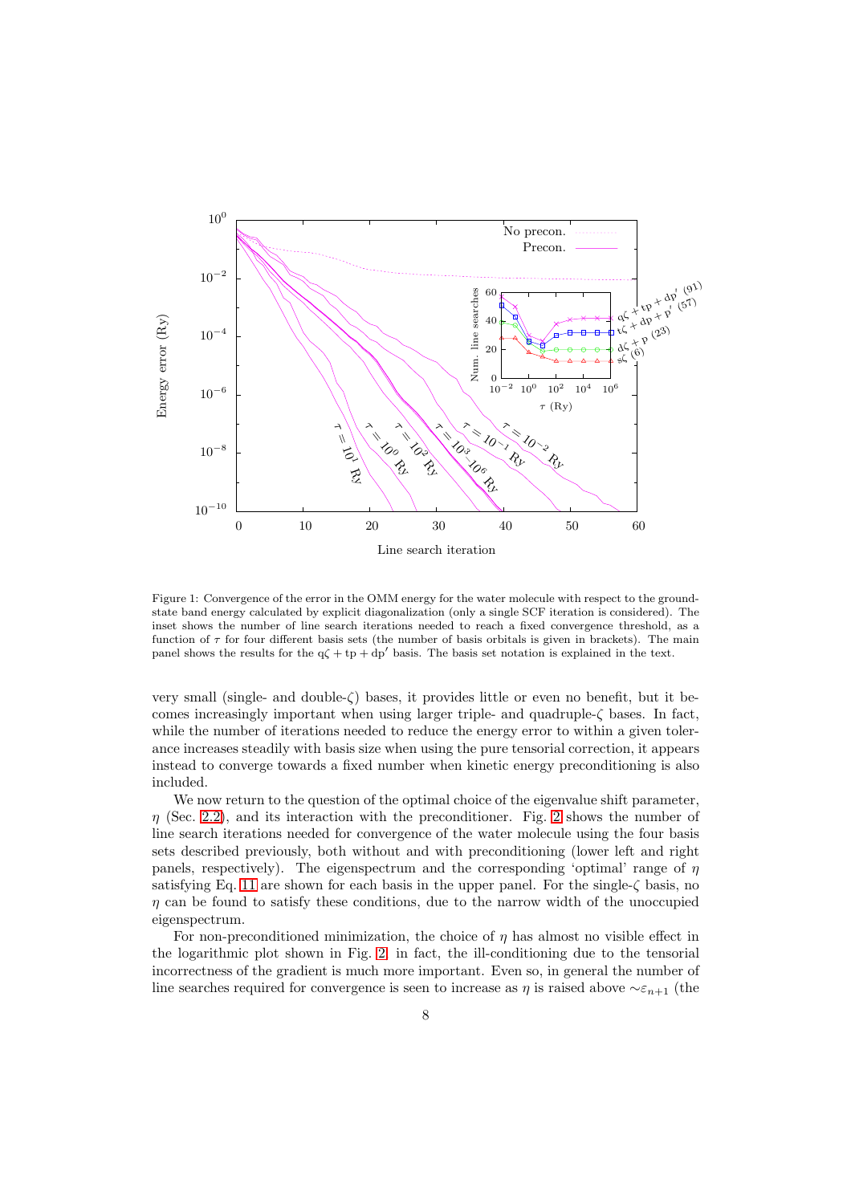Figure 1: Convergence of the error in the OMM energy for the water molecule with respect to the ground-state band energy calculated by explicit diagonalization (only a single SCF iteration is considered). The inset shows the number of line search iterations needed to reach a fixed convergence threshold, as a function of $\tau$ for four different basis sets (the number of basis orbitals is given in brackets). The main panel shows the results for the $\mathrm{q}\zeta + \mathrm{tp} + \mathrm{dp}'$ basis. The basis set notation is explained in the text.

very small (single- and double-$\zeta$) bases, it provides little or even no benefit, but it becomes increasingly important when using larger triple- and quadruple-$\zeta$ bases. In fact, while the number of iterations needed to reduce the energy error to within a given tolerance increases steadily with basis size when using the pure tensorial correction, it appears instead to converge towards a fixed number when kinetic energy preconditioning is also included.

We now return to the question of the optimal choice of the eigenvalue shift parameter, $\eta$ (Sec. 2.2), and its interaction with the preconditioner. Fig. 2 shows the number of line search iterations needed for convergence of the water molecule using the four basis sets described previously, both without and with preconditioning (lower left and right panels, respectively). The eigenspectrum and the corresponding 'optimal' range of $\eta$ satisfying Eq. 11 are shown for each basis in the upper panel. For the single-$\zeta$ basis, no $\eta$ can be found to satisfy these conditions, due to the narrow width of the unoccupied eigenspectrum.

For non-preconditioned minimization, the choice of $\eta$ has almost no visible effect in the logarithmic plot shown in Fig. 2; in fact, the ill-conditioning due to the tensorial incorrectness of the gradient is much more important. Even so, in general the number of line searches required for convergence is seen to increase as $\eta$ is raised above $\sim\varepsilon_{n+1}$ (the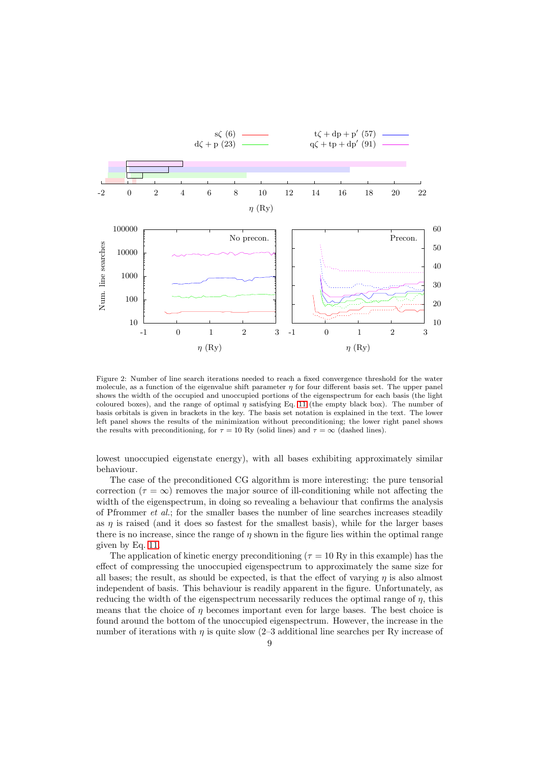Figure 2: Number of line search iterations needed to reach a fixed convergence threshold for the water molecule, as a function of the eigenvalue shift parameter $\eta$ for four different basis set. The upper panel shows the width of the occupied and unoccupied portions of the eigenspectrum for each basis (the light coloured boxes), and the range of optimal $\eta$ satisfying Eq. 11 (the empty black box). The number of basis orbitals is given in brackets in the key. The basis set notation is explained in the text. The lower left panel shows the results of the minimization without preconditioning; the lower right panel shows the results with preconditioning, for $\tau = 10$ Ry (solid lines) and $\tau = \infty$ (dashed lines).

lowest unoccupied eigenstate energy), with all bases exhibiting approximately similar behaviour.

The case of the preconditioned CG algorithm is more interesting: the pure tensorial correction ($\tau = \infty$) removes the major source of ill-conditioning while not affecting the width of the eigenspectrum, in doing so revealing a behaviour that confirms the analysis of Pfrommer *et al.*; for the smaller bases the number of line searches increases steadily as $\eta$ is raised (and it does so fastest for the smallest basis), while for the larger bases there is no increase, since the range of $\eta$ shown in the figure lies within the optimal range given by Eq. 11.

The application of kinetic energy preconditioning ($\tau = 10$ Ry in this example) has the effect of compressing the unoccupied eigenspectrum to approximately the same size for all bases; the result, as should be expected, is that the effect of varying $\eta$ is also almost independent of basis. This behaviour is readily apparent in the figure. Unfortunately, as reducing the width of the eigenspectrum necessarily reduces the optimal range of $\eta$, this means that the choice of $\eta$ becomes important even for large bases. The best choice is found around the bottom of the unoccupied eigenspectrum. However, the increase in the number of iterations with $\eta$ is quite slow (2–3 additional line searches per Ry increase of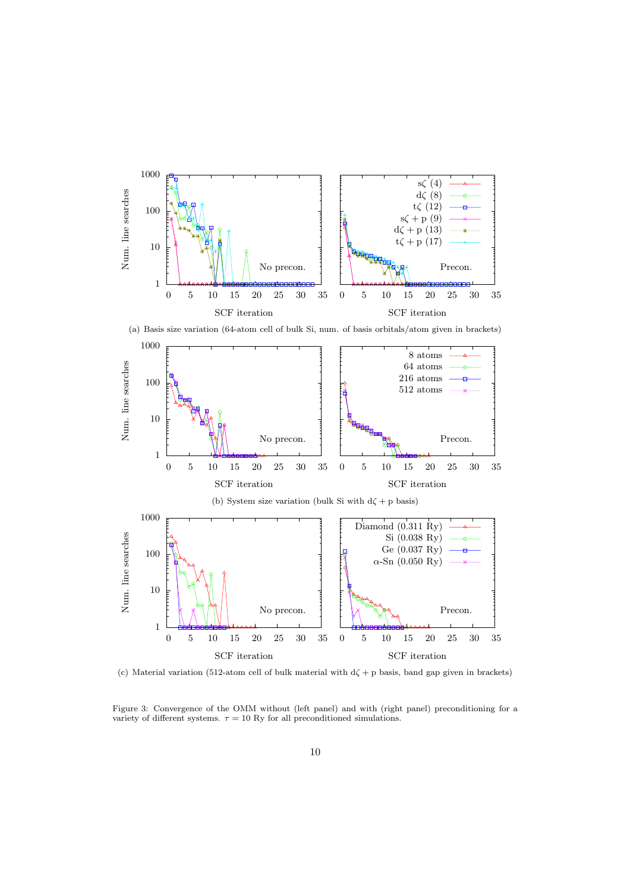(a) Basis size variation (64-atom cell of bulk Si, num. of basis orbitals/atom given in brackets)

(b) System size variation (bulk Si with d$\zeta$ + p basis)

(c) Material variation (512-atom cell of bulk material with d$\zeta$ + p basis, band gap given in brackets)

Figure 3: Convergence of the OMM without (left panel) and with (right panel) preconditioning for a variety of different systems. $\tau = 10$ Ry for all preconditioned simulations.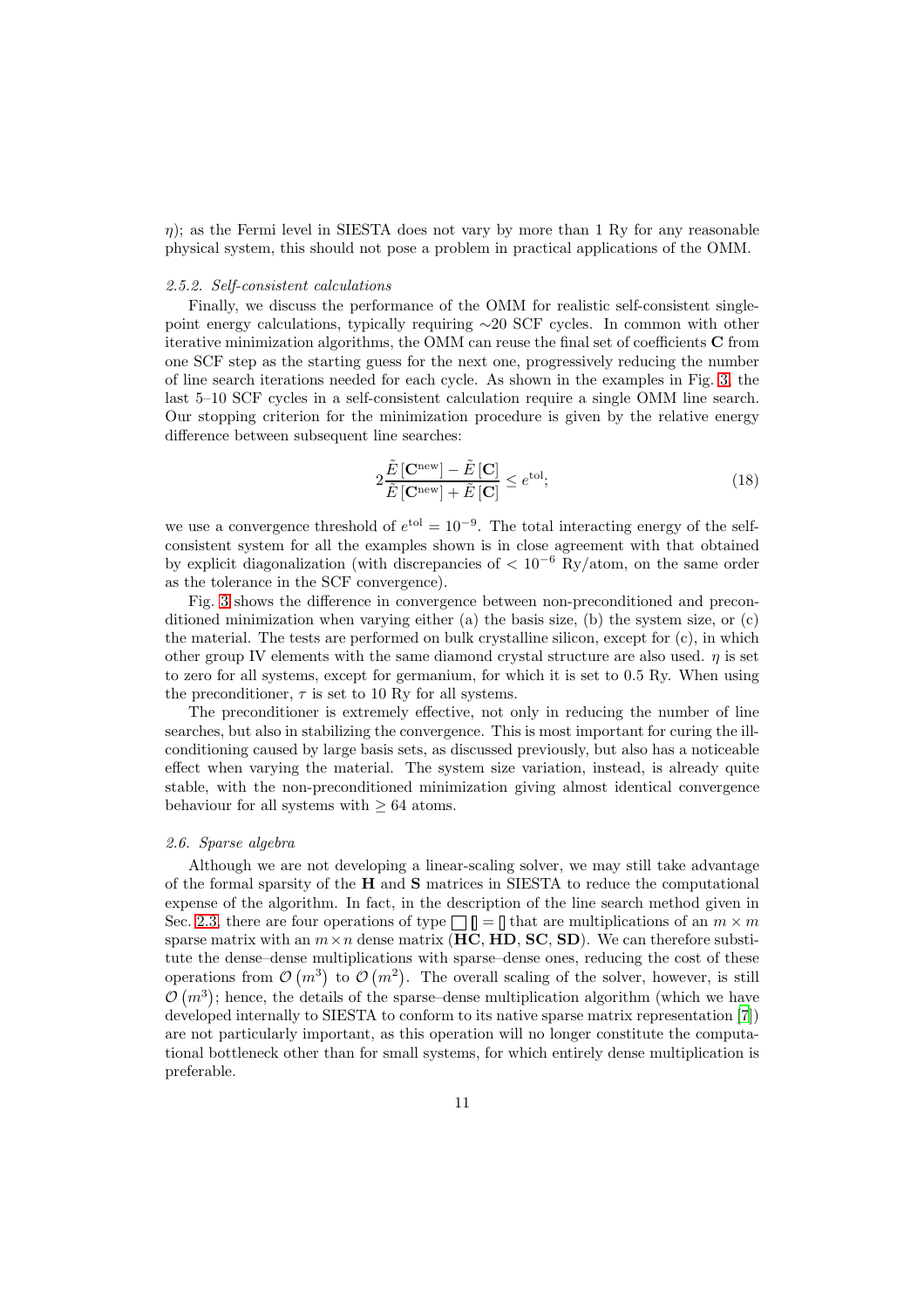$\eta$); as the Fermi level in SIESTA does not vary by more than 1 Ry for any reasonable physical system, this should not pose a problem in practical applications of the OMM.

#### *2.5.2. Self-consistent calculations*

Finally, we discuss the performance of the OMM for realistic self-consistent single-point energy calculations, typically requiring ∼20 SCF cycles. In common with other iterative minimization algorithms, the OMM can reuse the final set of coefficients **C** from one SCF step as the starting guess for the next one, progressively reducing the number of line search iterations needed for each cycle. As shown in the examples in Fig. 3, the last 5–10 SCF cycles in a self-consistent calculation require a single OMM line search. Our stopping criterion for the minimization procedure is given by the relative energy difference between subsequent line searches:

$$2\frac{\tilde{E}\left[\mathbf{C}^{\mathrm{new}}\right]-\tilde{E}\left[\mathbf{C}\right]}{\tilde{E}\left[\mathbf{C}^{\mathrm{new}}\right]+\tilde{E}\left[\mathbf{C}\right]} \leq e^{\mathrm{tol}}; \tag{18}$$

we use a convergence threshold of $e^{\mathrm{tol}} = 10^{-9}$. The total interacting energy of the self-consistent system for all the examples shown is in close agreement with that obtained by explicit diagonalization (with discrepancies of $< 10^{-6}$ Ry/atom, on the same order as the tolerance in the SCF convergence).

Fig. 3 shows the difference in convergence between non-preconditioned and preconditioned minimization when varying either (a) the basis size, (b) the system size, or (c) the material. The tests are performed on bulk crystalline silicon, except for (c), in which other group IV elements with the same diamond crystal structure are also used. $\eta$ is set to zero for all systems, except for germanium, for which it is set to 0.5 Ry. When using the preconditioner, $\tau$ is set to 10 Ry for all systems.

The preconditioner is extremely effective, not only in reducing the number of line searches, but also in stabilizing the convergence. This is most important for curing the ill-conditioning caused by large basis sets, as discussed previously, but also has a noticeable effect when varying the material. The system size variation, instead, is already quite stable, with the non-preconditioned minimization giving almost identical convergence behaviour for all systems with $\geq 64$ atoms.

### *2.6. Sparse algebra*

Although we are not developing a linear-scaling solver, we may still take advantage of the formal sparsity of the **H** and **S** matrices in SIESTA to reduce the computational expense of the algorithm. In fact, in the description of the line search method given in Sec. 2.3, there are four operations of type □ ▯ = ▯ that are multiplications of an $m \times m$ sparse matrix with an $m \times n$ dense matrix (**HC**, **HD**, **SC**, **SD**). We can therefore substitute the dense–dense multiplications with sparse–dense ones, reducing the cost of these operations from $\mathcal{O}\left(m^3\right)$ to $\mathcal{O}\left(m^2\right)$. The overall scaling of the solver, however, is still $\mathcal{O}\left(m^3\right)$; hence, the details of the sparse–dense multiplication algorithm (which we have developed internally to SIESTA to conform to its native sparse matrix representation [7]) are not particularly important, as this operation will no longer constitute the computational bottleneck other than for small systems, for which entirely dense multiplication is preferable.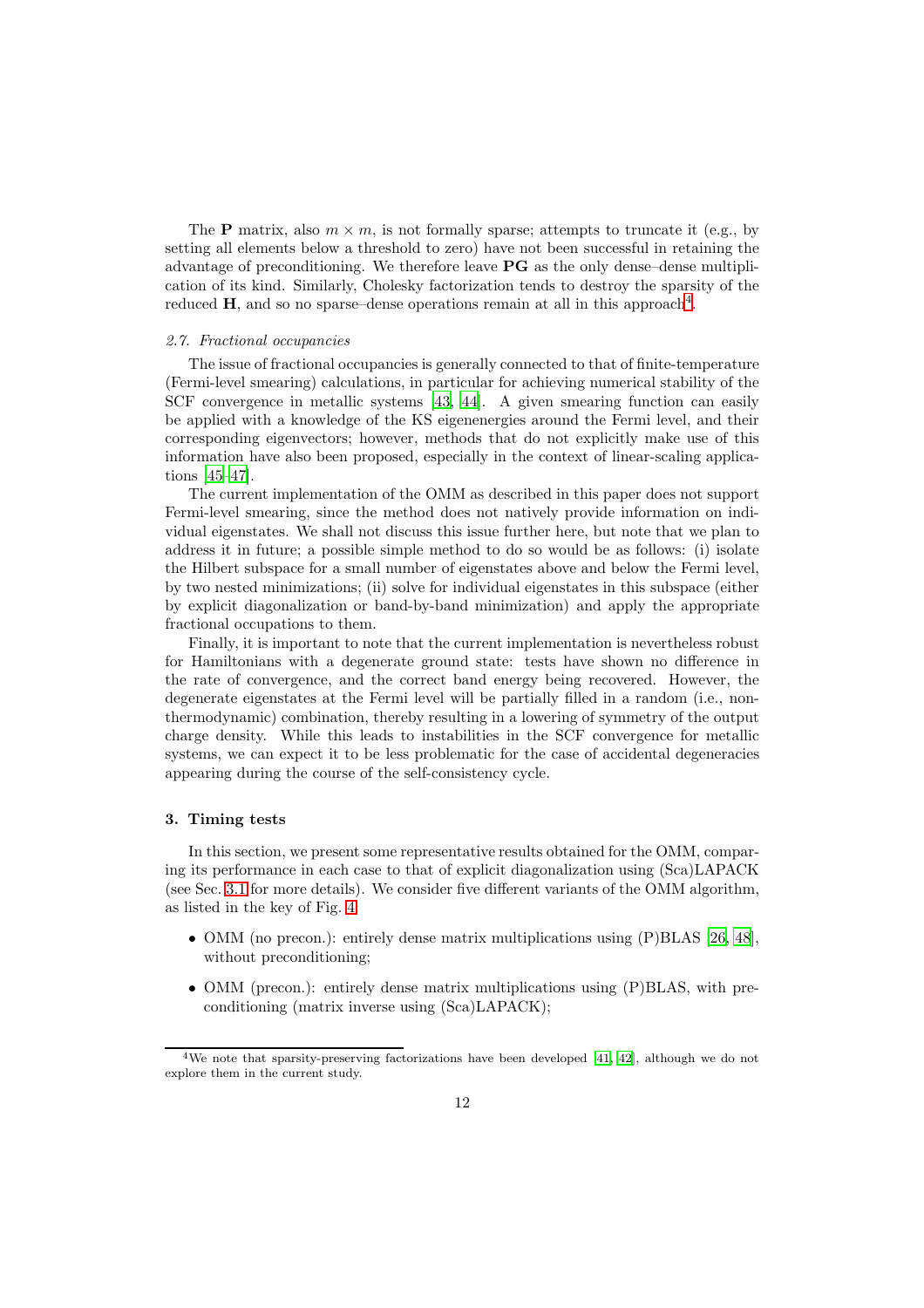The $\mathbf{P}$ matrix, also $m \times m$, is not formally sparse; attempts to truncate it (e.g., by setting all elements below a threshold to zero) have not been successful in retaining the advantage of preconditioning. We therefore leave $\mathbf{PG}$ as the only dense–dense multiplication of its kind. Similarly, Cholesky factorization tends to destroy the sparsity of the reduced $\mathbf{H}$, and so no sparse–dense operations remain at all in this approach[4].

### 2.7. Fractional occupancies

The issue of fractional occupancies is generally connected to that of finite-temperature (Fermi-level smearing) calculations, in particular for achieving numerical stability of the SCF convergence in metallic systems [43, 44]. A given smearing function can easily be applied with a knowledge of the KS eigenenergies around the Fermi level, and their corresponding eigenvectors; however, methods that do not explicitly make use of this information have also been proposed, especially in the context of linear-scaling applications [45–47].

The current implementation of the OMM as described in this paper does not support Fermi-level smearing, since the method does not natively provide information on individual eigenstates. We shall not discuss this issue further here, but note that we plan to address it in future; a possible simple method to do so would be as follows: (i) isolate the Hilbert subspace for a small number of eigenstates above and below the Fermi level, by two nested minimizations; (ii) solve for individual eigenstates in this subspace (either by explicit diagonalization or band-by-band minimization) and apply the appropriate fractional occupations to them.

Finally, it is important to note that the current implementation is nevertheless robust for Hamiltonians with a degenerate ground state: tests have shown no difference in the rate of convergence, and the correct band energy being recovered. However, the degenerate eigenstates at the Fermi level will be partially filled in a random (i.e., non-thermodynamic) combination, thereby resulting in a lowering of symmetry of the output charge density. While this leads to instabilities in the SCF convergence for metallic systems, we can expect it to be less problematic for the case of accidental degeneracies appearing during the course of the self-consistency cycle.

## 3. Timing tests

In this section, we present some representative results obtained for the OMM, comparing its performance in each case to that of explicit diagonalization using (Sca)LAPACK (see Sec. 3.1 for more details). We consider five different variants of the OMM algorithm, as listed in the key of Fig. 4:

- OMM (no precon.): entirely dense matrix multiplications using (P)BLAS [26, 48], without preconditioning;
- OMM (precon.): entirely dense matrix multiplications using (P)BLAS, with preconditioning (matrix inverse using (Sca)LAPACK);

[4] We note that sparsity-preserving factorizations have been developed [41, 42], although we do not explore them in the current study.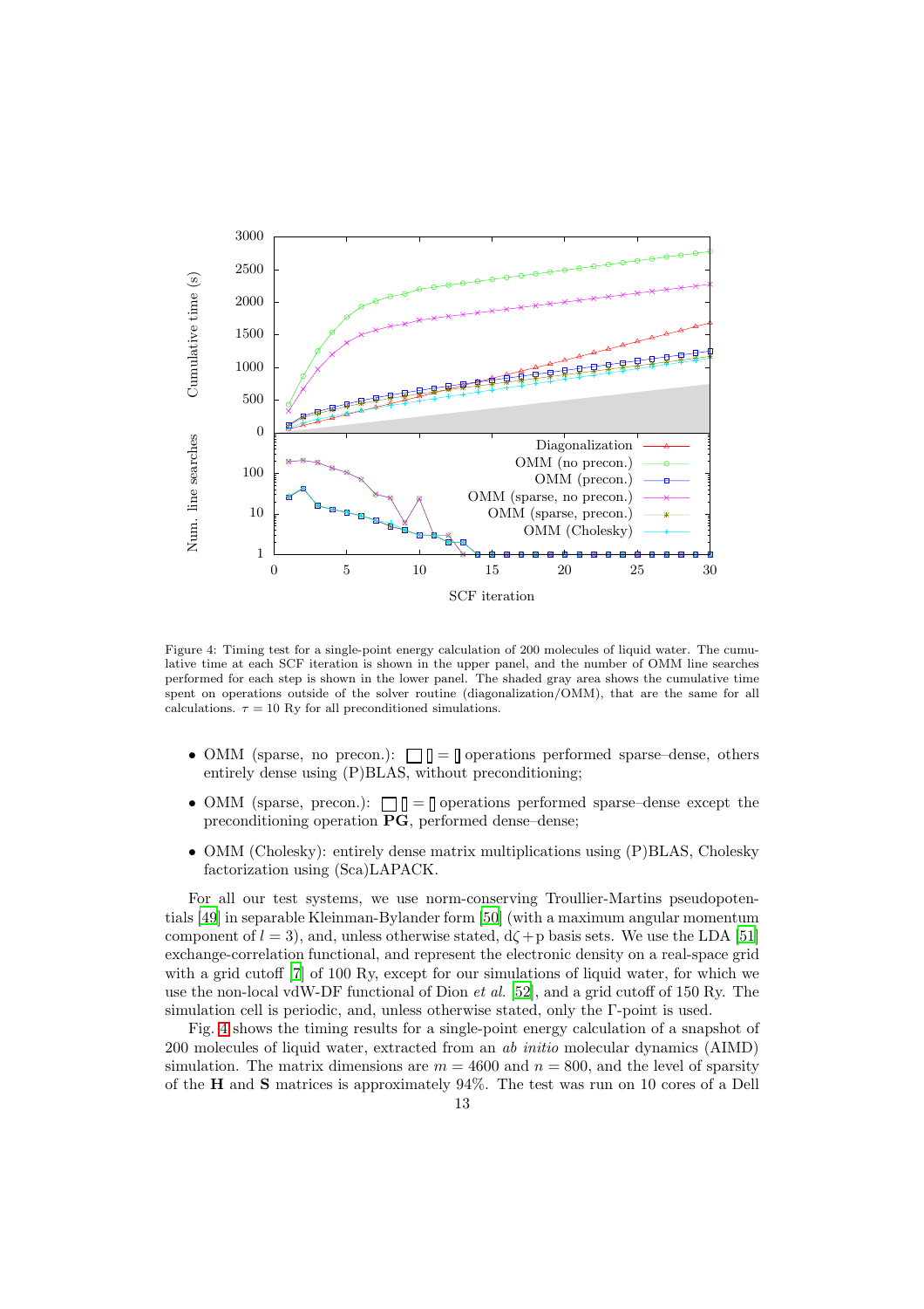Figure 4: Timing test for a single-point energy calculation of 200 molecules of liquid water. The cumulative time at each SCF iteration is shown in the upper panel, and the number of OMM line searches performed for each step is shown in the lower panel. The shaded gray area shows the cumulative time spent on operations outside of the solver routine (diagonalization/OMM), that are the same for all calculations. $\tau = 10$ Ry for all preconditioned simulations.

- OMM (sparse, no precon.): $\square\,\mathbb{I} = \mathbb{I}$ operations performed sparse–dense, others entirely dense using (P)BLAS, without preconditioning;
- OMM (sparse, precon.): $\square\,\mathbb{I} = \mathbb{I}$ operations performed sparse–dense except the preconditioning operation $\mathbf{PG}$, performed dense–dense;
- OMM (Cholesky): entirely dense matrix multiplications using (P)BLAS, Cholesky factorization using (Sca)LAPACK.

For all our test systems, we use norm-conserving Troullier-Martins pseudopotentials [49] in separable Kleinman-Bylander form [50] (with a maximum angular momentum component of $l = 3$), and, unless otherwise stated, d$\zeta$+p basis sets. We use the LDA [51] exchange-correlation functional, and represent the electronic density on a real-space grid with a grid cutoff [7] of 100 Ry, except for our simulations of liquid water, for which we use the non-local vdW-DF functional of Dion *et al.* [52], and a grid cutoff of 150 Ry. The simulation cell is periodic, and, unless otherwise stated, only the $\Gamma$-point is used.

Fig. 4 shows the timing results for a single-point energy calculation of a snapshot of 200 molecules of liquid water, extracted from an *ab initio* molecular dynamics (AIMD) simulation. The matrix dimensions are $m = 4600$ and $n = 800$, and the level of sparsity of the $\mathbf{H}$ and $\mathbf{S}$ matrices is approximately 94%. The test was run on 10 cores of a Dell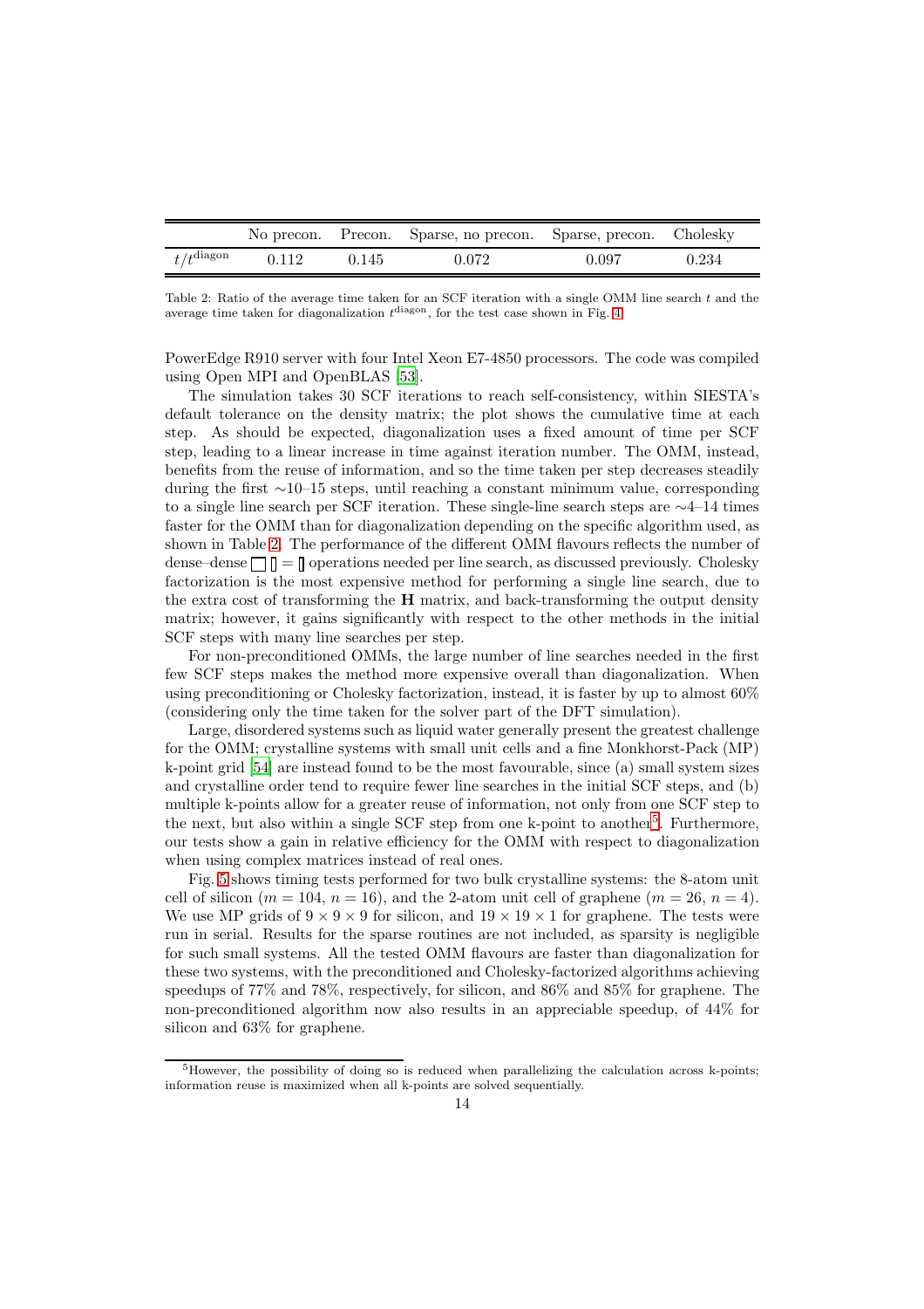|  | No precon. | Precon. | Sparse, no precon. | Sparse, precon. | Cholesky |
|---|---|---|---|---|---|
| $t/t^{\text{diagon}}$ | 0.112 | 0.145 | 0.072 | 0.097 | 0.234 |

Table 2: Ratio of the average time taken for an SCF iteration with a single OMM line search $t$ and the average time taken for diagonalization $t^{\text{diagon}}$, for the test case shown in Fig. 4.

PowerEdge R910 server with four Intel Xeon E7-4850 processors. The code was compiled using Open MPI and OpenBLAS [53].

The simulation takes 30 SCF iterations to reach self-consistency, within SIESTA's default tolerance on the density matrix; the plot shows the cumulative time at each step. As should be expected, diagonalization uses a fixed amount of time per SCF step, leading to a linear increase in time against iteration number. The OMM, instead, benefits from the reuse of information, and so the time taken per step decreases steadily during the first ∼10–15 steps, until reaching a constant minimum value, corresponding to a single line search per SCF iteration. These single-line search steps are ∼4–14 times faster for the OMM than for diagonalization depending on the specific algorithm used, as shown in Table 2. The performance of the different OMM flavours reflects the number of dense–dense $\square\,\text{▯} = \text{▮}$ operations needed per line search, as discussed previously. Cholesky factorization is the most expensive method for performing a single line search, due to the extra cost of transforming the $\mathbf{H}$ matrix, and back-transforming the output density matrix; however, it gains significantly with respect to the other methods in the initial SCF steps with many line searches per step.

For non-preconditioned OMMs, the large number of line searches needed in the first few SCF steps makes the method more expensive overall than diagonalization. When using preconditioning or Cholesky factorization, instead, it is faster by up to almost 60% (considering only the time taken for the solver part of the DFT simulation).

Large, disordered systems such as liquid water generally present the greatest challenge for the OMM; crystalline systems with small unit cells and a fine Monkhorst-Pack (MP) k-point grid [54] are instead found to be the most favourable, since (a) small system sizes and crystalline order tend to require fewer line searches in the initial SCF steps, and (b) multiple k-points allow for a greater reuse of information, not only from one SCF step to the next, but also within a single SCF step from one k-point to another[5]. Furthermore, our tests show a gain in relative efficiency for the OMM with respect to diagonalization when using complex matrices instead of real ones.

Fig. 5 shows timing tests performed for two bulk crystalline systems: the 8-atom unit cell of silicon ($m = 104$, $n = 16$), and the 2-atom unit cell of graphene ($m = 26$, $n = 4$). We use MP grids of $9 \times 9 \times 9$ for silicon, and $19 \times 19 \times 1$ for graphene. The tests were run in serial. Results for the sparse routines are not included, as sparsity is negligible for such small systems. All the tested OMM flavours are faster than diagonalization for these two systems, with the preconditioned and Cholesky-factorized algorithms achieving speedups of 77% and 78%, respectively, for silicon, and 86% and 85% for graphene. The non-preconditioned algorithm now also results in an appreciable speedup, of 44% for silicon and 63% for graphene.

[5]However, the possibility of doing so is reduced when parallelizing the calculation across k-points; information reuse is maximized when all k-points are solved sequentially.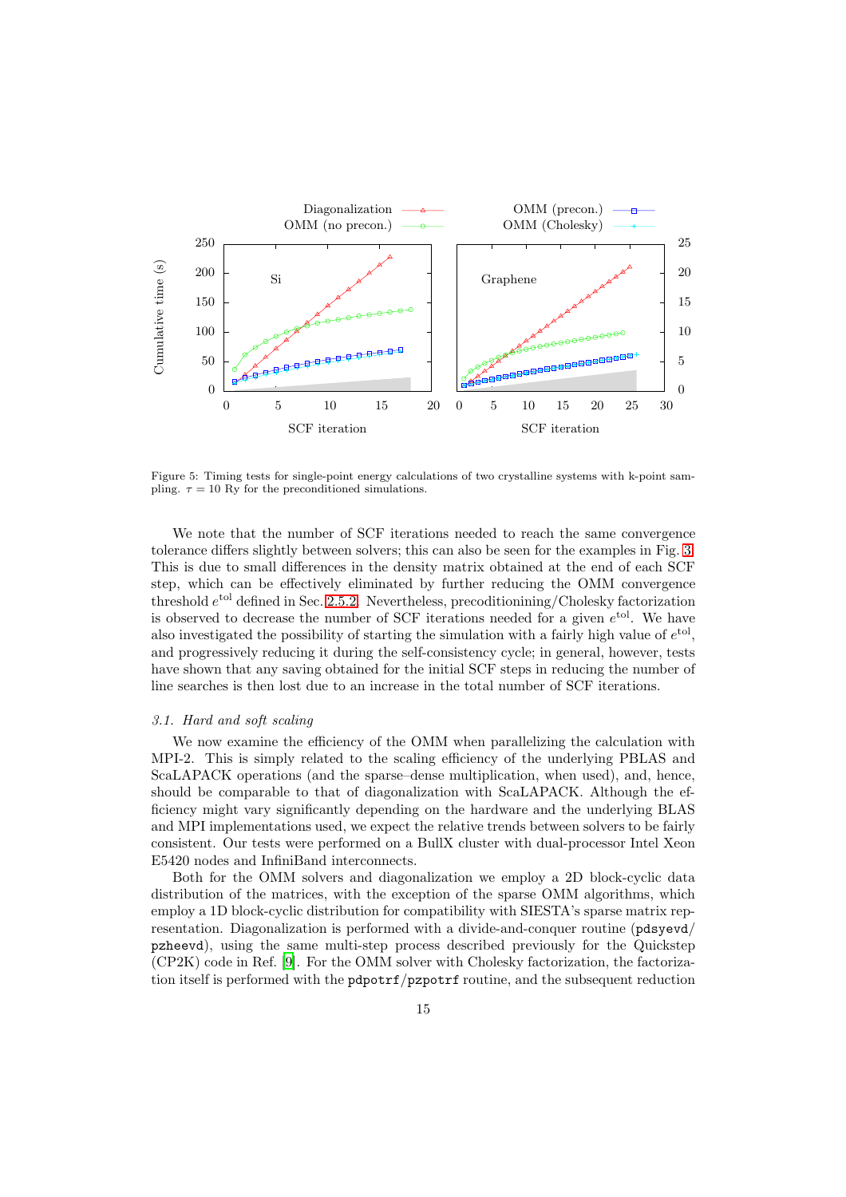Figure 5: Timing tests for single-point energy calculations of two crystalline systems with k-point sampling. $\tau = 10$ Ry for the preconditioned simulations.

We note that the number of SCF iterations needed to reach the same convergence tolerance differs slightly between solvers; this can also be seen for the examples in Fig. 3. This is due to small differences in the density matrix obtained at the end of each SCF step, which can be effectively eliminated by further reducing the OMM convergence threshold $e^{\mathrm{tol}}$ defined in Sec. 2.5.2. Nevertheless, precoditioning/Cholesky factorization is observed to decrease the number of SCF iterations needed for a given $e^{\mathrm{tol}}$. We have also investigated the possibility of starting the simulation with a fairly high value of $e^{\mathrm{tol}}$, and progressively reducing it during the self-consistency cycle; in general, however, tests have shown that any saving obtained for the initial SCF steps in reducing the number of line searches is then lost due to an increase in the total number of SCF iterations.

### *3.1. Hard and soft scaling*

We now examine the efficiency of the OMM when parallelizing the calculation with MPI-2. This is simply related to the scaling efficiency of the underlying PBLAS and ScaLAPACK operations (and the sparse–dense multiplication, when used), and, hence, should be comparable to that of diagonalization with ScaLAPACK. Although the efficiency might vary significantly depending on the hardware and the underlying BLAS and MPI implementations used, we expect the relative trends between solvers to be fairly consistent. Our tests were performed on a BullX cluster with dual-processor Intel Xeon E5420 nodes and InfiniBand interconnects.

Both for the OMM solvers and diagonalization we employ a 2D block-cyclic data distribution of the matrices, with the exception of the sparse OMM algorithms, which employ a 1D block-cyclic distribution for compatibility with SIESTA's sparse matrix representation. Diagonalization is performed with a divide-and-conquer routine (`pdsyevd`/`pzheevd`), using the same multi-step process described previously for the Quickstep (CP2K) code in Ref. [9]. For the OMM solver with Cholesky factorization, the factorization itself is performed with the `pdpotrf`/`pzpotrf` routine, and the subsequent reduction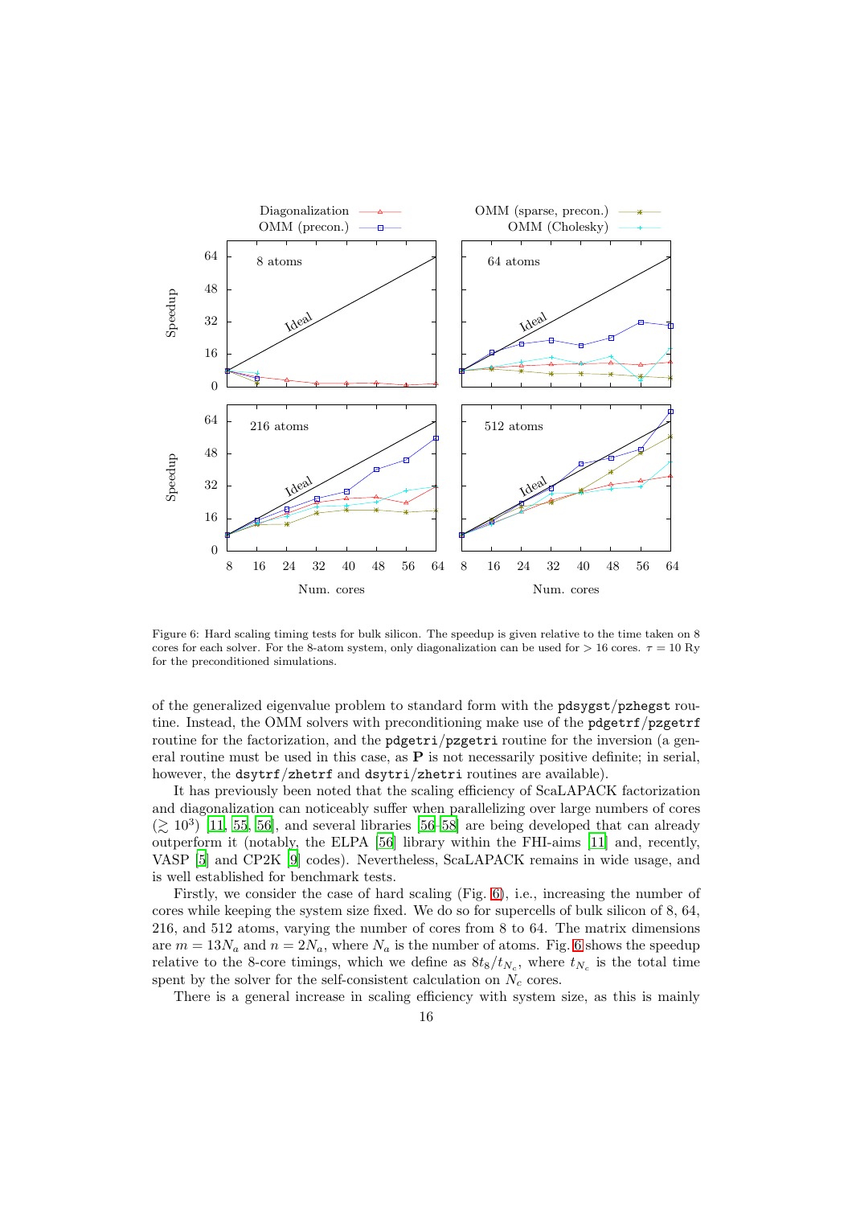Figure 6: Hard scaling timing tests for bulk silicon. The speedup is given relative to the time taken on 8 cores for each solver. For the 8-atom system, only diagonalization can be used for > 16 cores. $\tau = 10$ Ry for the preconditioned simulations.

of the generalized eigenvalue problem to standard form with the `pdsygst`/`pzhegst` routine. Instead, the OMM solvers with preconditioning make use of the `pdgetrf`/`pzgetrf` routine for the factorization, and the `pdgetri`/`pzgetri` routine for the inversion (a general routine must be used in this case, as $\mathbf{P}$ is not necessarily positive definite; in serial, however, the `dsytrf`/`zhetrf` and `dsytri`/`zhetri` routines are available).

It has previously been noted that the scaling efficiency of ScaLAPACK factorization and diagonalization can noticeably suffer when parallelizing over large numbers of cores ($\gtrsim 10^3$) [11, 55, 56], and several libraries [56–58] are being developed that can already outperform it (notably, the ELPA [56] library within the FHI-aims [11] and, recently, VASP [5] and CP2K [9] codes). Nevertheless, ScaLAPACK remains in wide usage, and is well established for benchmark tests.

Firstly, we consider the case of hard scaling (Fig. 6), i.e., increasing the number of cores while keeping the system size fixed. We do so for supercells of bulk silicon of 8, 64, 216, and 512 atoms, varying the number of cores from 8 to 64. The matrix dimensions are $m = 13N_a$ and $n = 2N_a$, where $N_a$ is the number of atoms. Fig. 6 shows the speedup relative to the 8-core timings, which we define as $8t_8/t_{N_c}$, where $t_{N_c}$ is the total time spent by the solver for the self-consistent calculation on $N_c$ cores.

There is a general increase in scaling efficiency with system size, as this is mainly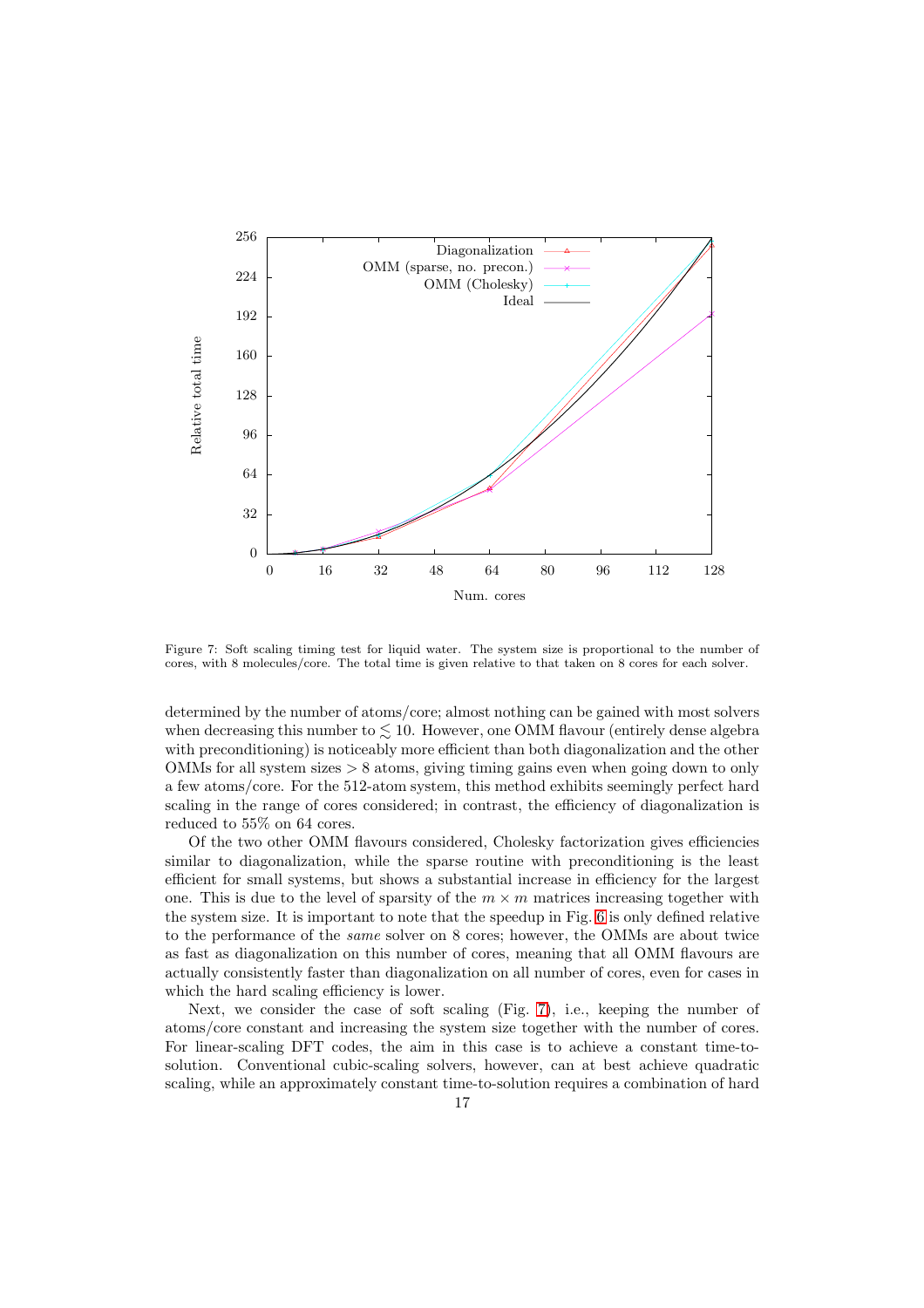Figure 7: Soft scaling timing test for liquid water. The system size is proportional to the number of cores, with 8 molecules/core. The total time is given relative to that taken on 8 cores for each solver.

determined by the number of atoms/core; almost nothing can be gained with most solvers when decreasing this number to $\lesssim 10$. However, one OMM flavour (entirely dense algebra with preconditioning) is noticeably more efficient than both diagonalization and the other OMMs for all system sizes $> 8$ atoms, giving timing gains even when going down to only a few atoms/core. For the 512-atom system, this method exhibits seemingly perfect hard scaling in the range of cores considered; in contrast, the efficiency of diagonalization is reduced to 55% on 64 cores.

Of the two other OMM flavours considered, Cholesky factorization gives efficiencies similar to diagonalization, while the sparse routine with preconditioning is the least efficient for small systems, but shows a substantial increase in efficiency for the largest one. This is due to the level of sparsity of the $m \times m$ matrices increasing together with the system size. It is important to note that the speedup in Fig. 6 is only defined relative to the performance of the *same* solver on 8 cores; however, the OMMs are about twice as fast as diagonalization on this number of cores, meaning that all OMM flavours are actually consistently faster than diagonalization on all number of cores, even for cases in which the hard scaling efficiency is lower.

Next, we consider the case of soft scaling (Fig. 7), i.e., keeping the number of atoms/core constant and increasing the system size together with the number of cores. For linear-scaling DFT codes, the aim in this case is to achieve a constant time-to-solution. Conventional cubic-scaling solvers, however, can at best achieve quadratic scaling, while an approximately constant time-to-solution requires a combination of hard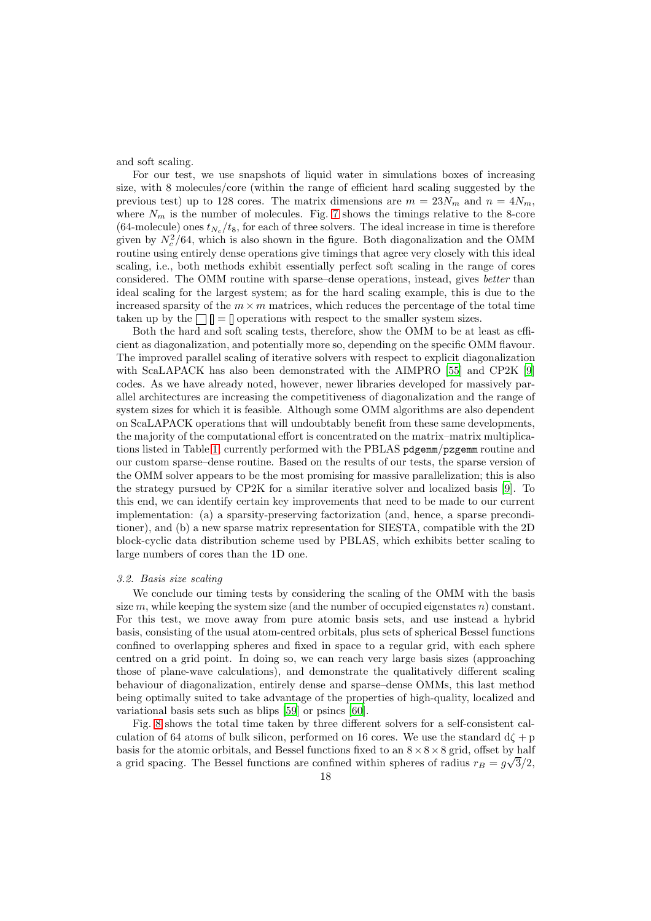and soft scaling.

For our test, we use snapshots of liquid water in simulations boxes of increasing size, with 8 molecules/core (within the range of efficient hard scaling suggested by the previous test) up to 128 cores. The matrix dimensions are $m = 23N_m$ and $n = 4N_m$, where $N_m$ is the number of molecules. Fig. 7 shows the timings relative to the 8-core (64-molecule) ones $t_{N_c}/t_8$, for each of three solvers. The ideal increase in time is therefore given by $N_c^2/64$, which is also shown in the figure. Both diagonalization and the OMM routine using entirely dense operations give timings that agree very closely with this ideal scaling, i.e., both methods exhibit essentially perfect soft scaling in the range of cores considered. The OMM routine with sparse–dense operations, instead, gives *better* than ideal scaling for the largest system; as for the hard scaling example, this is due to the increased sparsity of the $m \times m$ matrices, which reduces the percentage of the total time taken up by the $\square\,[] = []$ operations with respect to the smaller system sizes.

Both the hard and soft scaling tests, therefore, show the OMM to be at least as efficient as diagonalization, and potentially more so, depending on the specific OMM flavour. The improved parallel scaling of iterative solvers with respect to explicit diagonalization with ScaLAPACK has also been demonstrated with the AIMPRO [55] and CP2K [9] codes. As we have already noted, however, newer libraries developed for massively parallel architectures are increasing the competitiveness of diagonalization and the range of system sizes for which it is feasible. Although some OMM algorithms are also dependent on ScaLAPACK operations that will undoubtably benefit from these same developments, the majority of the computational effort is concentrated on the matrix–matrix multiplications listed in Table 1, currently performed with the PBLAS `pdgemm`/`pzgemm` routine and our custom sparse–dense routine. Based on the results of our tests, the sparse version of the OMM solver appears to be the most promising for massive parallelization; this is also the strategy pursued by CP2K for a similar iterative solver and localized basis [9]. To this end, we can identify certain key improvements that need to be made to our current implementation: (a) a sparsity-preserving factorization (and, hence, a sparse preconditioner), and (b) a new sparse matrix representation for SIESTA, compatible with the 2D block-cyclic data distribution scheme used by PBLAS, which exhibits better scaling to large numbers of cores than the 1D one.

### *3.2. Basis size scaling*

We conclude our timing tests by considering the scaling of the OMM with the basis size $m$, while keeping the system size (and the number of occupied eigenstates $n$) constant. For this test, we move away from pure atomic basis sets, and use instead a hybrid basis, consisting of the usual atom-centred orbitals, plus sets of spherical Bessel functions confined to overlapping spheres and fixed in space to a regular grid, with each sphere centred on a grid point. In doing so, we can reach very large basis sizes (approaching those of plane-wave calculations), and demonstrate the qualitatively different scaling behaviour of diagonalization, entirely dense and sparse–dense OMMs, this last method being optimally suited to take advantage of the properties of high-quality, localized and variational basis sets such as blips [59] or psincs [60].

Fig. 8 shows the total time taken by three different solvers for a self-consistent calculation of 64 atoms of bulk silicon, performed on 16 cores. We use the standard $\mathrm{d}\zeta + \mathrm{p}$ basis for the atomic orbitals, and Bessel functions fixed to an $8 \times 8 \times 8$ grid, offset by half a grid spacing. The Bessel functions are confined within spheres of radius $r_B = g\sqrt{3}/2$,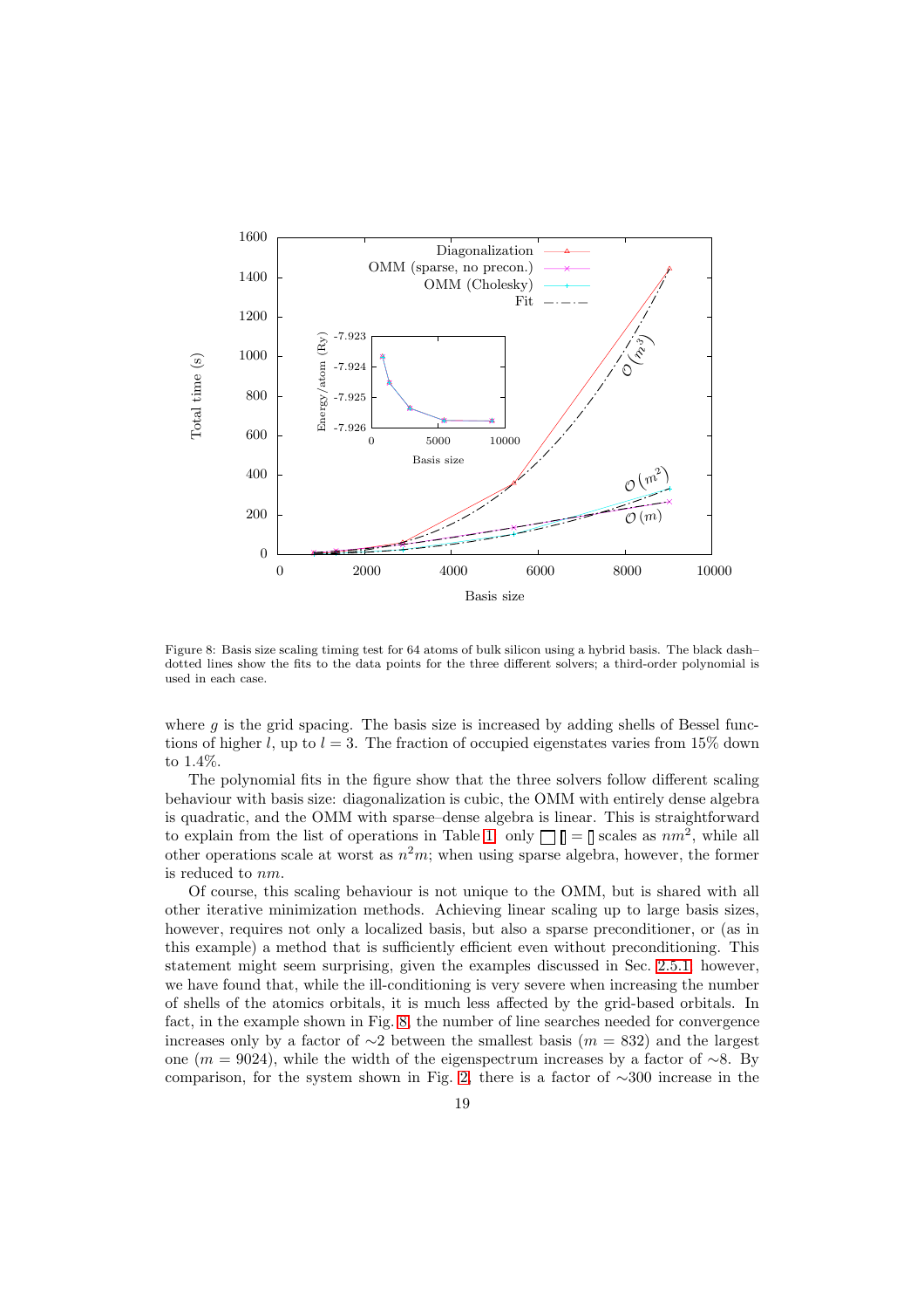Figure 8: Basis size scaling timing test for 64 atoms of bulk silicon using a hybrid basis. The black dash–dotted lines show the fits to the data points for the three different solvers; a third-order polynomial is used in each case.

where $g$ is the grid spacing. The basis size is increased by adding shells of Bessel functions of higher $l$, up to $l = 3$. The fraction of occupied eigenstates varies from 15% down to 1.4%.

The polynomial fits in the figure show that the three solvers follow different scaling behaviour with basis size: diagonalization is cubic, the OMM with entirely dense algebra is quadratic, and the OMM with sparse–dense algebra is linear. This is straightforward to explain from the list of operations in Table 1: only $\square\,[\,] = [\,]$ scales as $nm^2$, while all other operations scale at worst as $n^2m$; when using sparse algebra, however, the former is reduced to $nm$.

Of course, this scaling behaviour is not unique to the OMM, but is shared with all other iterative minimization methods. Achieving linear scaling up to large basis sizes, however, requires not only a localized basis, but also a sparse preconditioner, or (as in this example) a method that is sufficiently efficient even without preconditioning. This statement might seem surprising, given the examples discussed in Sec. 2.5.1; however, we have found that, while the ill-conditioning is very severe when increasing the number of shells of the atomics orbitals, it is much less affected by the grid-based orbitals. In fact, in the example shown in Fig. 8, the number of line searches needed for convergence increases only by a factor of $\sim$2 between the smallest basis ($m = 832$) and the largest one ($m = 9024$), while the width of the eigenspectrum increases by a factor of $\sim$8. By comparison, for the system shown in Fig. 2, there is a factor of $\sim$300 increase in the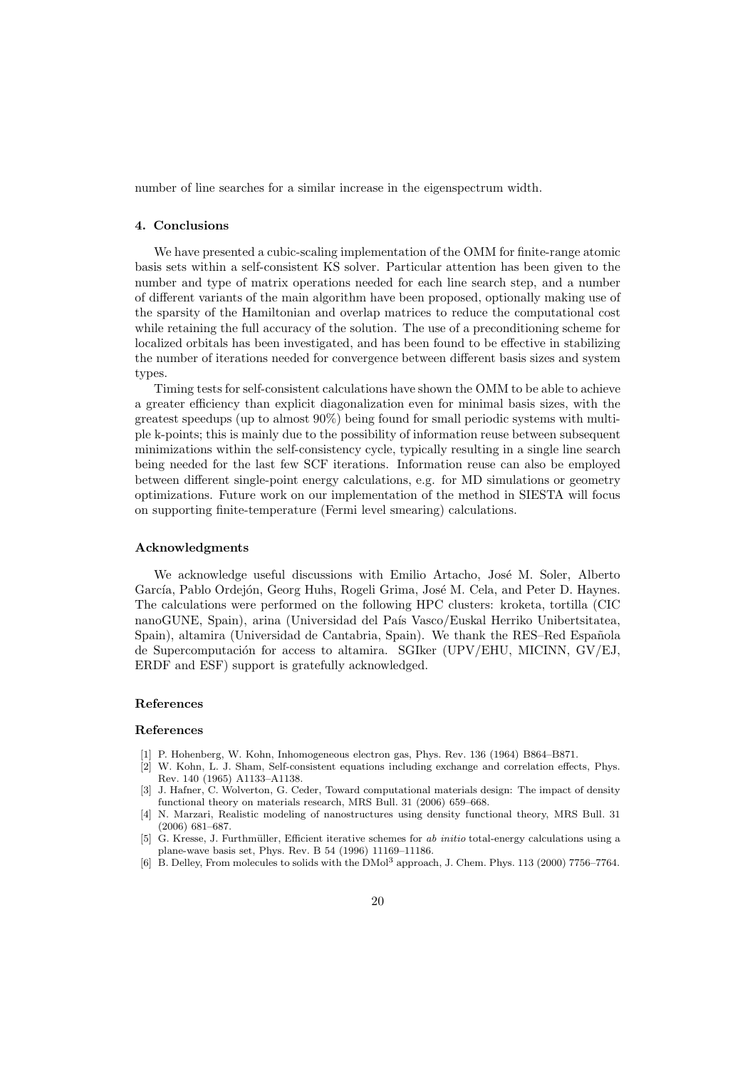number of line searches for a similar increase in the eigenspectrum width.

## 4. Conclusions

We have presented a cubic-scaling implementation of the OMM for finite-range atomic basis sets within a self-consistent KS solver. Particular attention has been given to the number and type of matrix operations needed for each line search step, and a number of different variants of the main algorithm have been proposed, optionally making use of the sparsity of the Hamiltonian and overlap matrices to reduce the computational cost while retaining the full accuracy of the solution. The use of a preconditioning scheme for localized orbitals has been investigated, and has been found to be effective in stabilizing the number of iterations needed for convergence between different basis sizes and system types.

Timing tests for self-consistent calculations have shown the OMM to be able to achieve a greater efficiency than explicit diagonalization even for minimal basis sizes, with the greatest speedups (up to almost 90%) being found for small periodic systems with multiple k-points; this is mainly due to the possibility of information reuse between subsequent minimizations within the self-consistency cycle, typically resulting in a single line search being needed for the last few SCF iterations. Information reuse can also be employed between different single-point energy calculations, e.g. for MD simulations or geometry optimizations. Future work on our implementation of the method in SIESTA will focus on supporting finite-temperature (Fermi level smearing) calculations.

## Acknowledgments

We acknowledge useful discussions with Emilio Artacho, José M. Soler, Alberto García, Pablo Ordejón, Georg Huhs, Rogeli Grima, José M. Cela, and Peter D. Haynes. The calculations were performed on the following HPC clusters: kroketa, tortilla (CIC nanoGUNE, Spain), arina (Universidad del País Vasco/Euskal Herriko Unibertsitatea, Spain), altamira (Universidad de Cantabria, Spain). We thank the RES–Red Española de Supercomputación for access to altamira. SGIker (UPV/EHU, MICINN, GV/EJ, ERDF and ESF) support is gratefully acknowledged.

## References

## References

[1] P. Hohenberg, W. Kohn, Inhomogeneous electron gas, Phys. Rev. 136 (1964) B864–B871.

[2] W. Kohn, L. J. Sham, Self-consistent equations including exchange and correlation effects, Phys. Rev. 140 (1965) A1133–A1138.

[3] J. Hafner, C. Wolverton, G. Ceder, Toward computational materials design: The impact of density functional theory on materials research, MRS Bull. 31 (2006) 659–668.

[4] N. Marzari, Realistic modeling of nanostructures using density functional theory, MRS Bull. 31 (2006) 681–687.

[5] G. Kresse, J. Furthmüller, Efficient iterative schemes for *ab initio* total-energy calculations using a plane-wave basis set, Phys. Rev. B 54 (1996) 11169–11186.

[6] B. Delley, From molecules to solids with the $\mathrm{DMol}^3$ approach, J. Chem. Phys. 113 (2000) 7756–7764.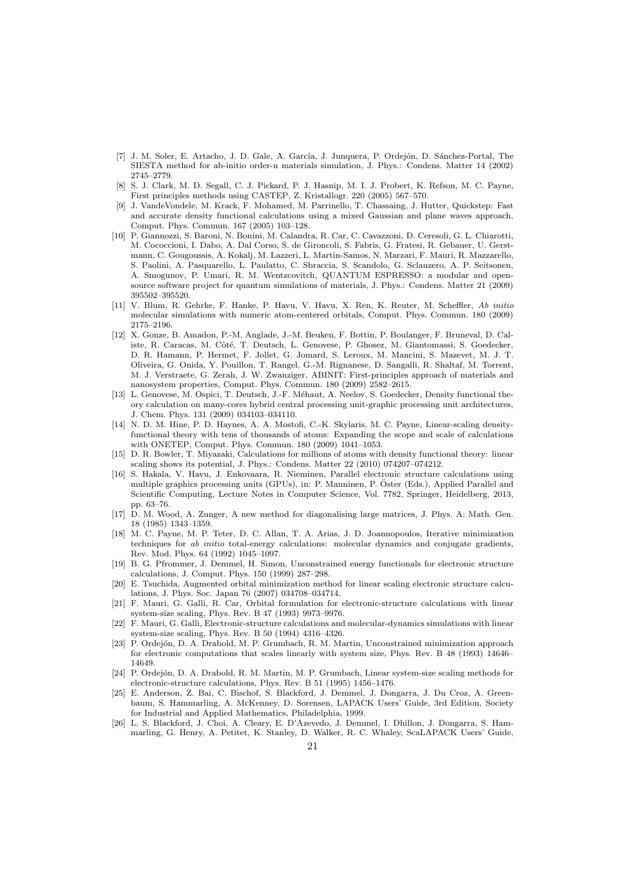[7] J. M. Soler, E. Artacho, J. D. Gale, A. García, J. Junquera, P. Ordejón, D. Sánchez-Portal, The SIESTA method for ab-initio order-n materials simulation, J. Phys.: Condens. Matter 14 (2002) 2745–2779.

[8] S. J. Clark, M. D. Segall, C. J. Pickard, P. J. Hasnip, M. I. J. Probert, K. Refson, M. C. Payne, First principles methods using CASTEP, Z. Kristallogr. 220 (2005) 567–570.

[9] J. VandeVondele, M. Krack, F. Mohamed, M. Parrinello, T. Chassaing, J. Hutter, Quickstep: Fast and accurate density functional calculations using a mixed Gaussian and plane waves approach, Comput. Phys. Commun. 167 (2005) 103–128.

[10] P. Giannozzi, S. Baroni, N. Bonini, M. Calandra, R. Car, C. Cavazzoni, D. Ceresoli, G. L. Chiarotti, M. Cococcioni, I. Dabo, A. Dal Corso, S. de Gironcoli, S. Fabris, G. Fratesi, R. Gebauer, U. Gerstmann, C. Gougoussis, A. Kokalj, M. Lazzeri, L. Martin-Samos, N. Marzari, F. Mauri, R. Mazzarello, S. Paolini, A. Pasquarello, L. Paulatto, C. Sbraccia, S. Scandolo, G. Sclauzero, A. P. Seitsonen, A. Smogunov, P. Umari, R. M. Wentzcovitch, QUANTUM ESPRESSO: a modular and open-source software project for quantum simulations of materials, J. Phys.: Condens. Matter 21 (2009) 395502–395520.

[11] V. Blum, R. Gehrke, F. Hanke, P. Havu, V. Havu, X. Ren, K. Reuter, M. Scheffler, *Ab initio* molecular simulations with numeric atom-centered orbitals, Comput. Phys. Commun. 180 (2009) 2175–2196.

[12] X. Gonze, B. Amadon, P.-M. Anglade, J.-M. Beuken, F. Bottin, P. Boulanger, F. Bruneval, D. Caliste, R. Caracas, M. Côté, T. Deutsch, L. Genovese, P. Ghosez, M. Giantomassi, S. Goedecker, D. R. Hamann, P. Hermet, F. Jollet, G. Jomard, S. Leroux, M. Mancini, S. Mazevet, M. J. T. Oliveira, G. Onida, Y. Pouillon, T. Rangel, G.-M. Rignanese, D. Sangalli, R. Shaltaf, M. Torrent, M. J. Verstraete, G. Zerah, J. W. Zwanziger, ABINIT: First-principles approach of materials and nanosystem properties, Comput. Phys. Commun. 180 (2009) 2582–2615.

[13] L. Genovese, M. Ospici, T. Deutsch, J.-F. Méhaut, A. Neelov, S. Goedecker, Density functional theory calculation on many-cores hybrid central processing unit-graphic processing unit architectures, J. Chem. Phys. 131 (2009) 034103–034110.

[14] N. D. M. Hine, P. D. Haynes, A. A. Mostofi, C.-K. Skylaris, M. C. Payne, Linear-scaling density-functional theory with tens of thousands of atoms: Expanding the scope and scale of calculations with ONETEP, Comput. Phys. Commun. 180 (2009) 1041–1053.

[15] D. R. Bowler, T. Miyazaki, Calculations for millions of atoms with density functional theory: linear scaling shows its potential, J. Phys.: Condens. Matter 22 (2010) 074207–074212.

[16] S. Hakala, V. Havu, J. Enkovaara, R. Nieminen, Parallel electronic structure calculations using multiple graphics processing units (GPUs), in: P. Manninen, P. Öster (Eds.), Applied Parallel and Scientific Computing, Lecture Notes in Computer Science, Vol. 7782, Springer, Heidelberg, 2013, pp. 63–76.

[17] D. M. Wood, A. Zunger, A new method for diagonalising large matrices, J. Phys. A: Math. Gen. 18 (1985) 1343–1359.

[18] M. C. Payne, M. P. Teter, D. C. Allan, T. A. Arias, J. D. Joannopoulos, Iterative minimization techniques for *ab initio* total-energy calculations: molecular dynamics and conjugate gradients, Rev. Mod. Phys. 64 (1992) 1045–1097.

[19] B. G. Pfrommer, J. Demmel, H. Simon, Unconstrained energy functionals for electronic structure calculations, J. Comput. Phys. 150 (1999) 287–298.

[20] E. Tsuchida, Augmented orbital minimization method for linear scaling electronic structure calculations, J. Phys. Soc. Japan 76 (2007) 034708–034714.

[21] F. Mauri, G. Galli, R. Car, Orbital formulation for electronic-structure calculations with linear system-size scaling, Phys. Rev. B 47 (1993) 9973–9976.

[22] F. Mauri, G. Galli, Electronic-structure calculations and molecular-dynamics simulations with linear system-size scaling, Phys. Rev. B 50 (1994) 4316–4326.

[23] P. Ordejón, D. A. Drabold, M. P. Grumbach, R. M. Martin, Unconstrained minimization approach for electronic computations that scales linearly with system size, Phys. Rev. B 48 (1993) 14646–14649.

[24] P. Ordejón, D. A. Drabold, R. M. Martin, M. P. Grumbach, Linear system-size scaling methods for electronic-structure calculations, Phys. Rev. B 51 (1995) 1456–1476.

[25] E. Anderson, Z. Bai, C. Bischof, S. Blackford, J. Demmel, J. Dongarra, J. Du Croz, A. Greenbaum, S. Hammarling, A. McKenney, D. Sorensen, LAPACK Users' Guide, 3rd Edition, Society for Industrial and Applied Mathematics, Philadelphia, 1999.

[26] L. S. Blackford, J. Choi, A. Cleary, E. D'Azevedo, J. Demmel, I. Dhillon, J. Dongarra, S. Hammarling, G. Henry, A. Petitet, K. Stanley, D. Walker, R. C. Whaley, ScaLAPACK Users' Guide,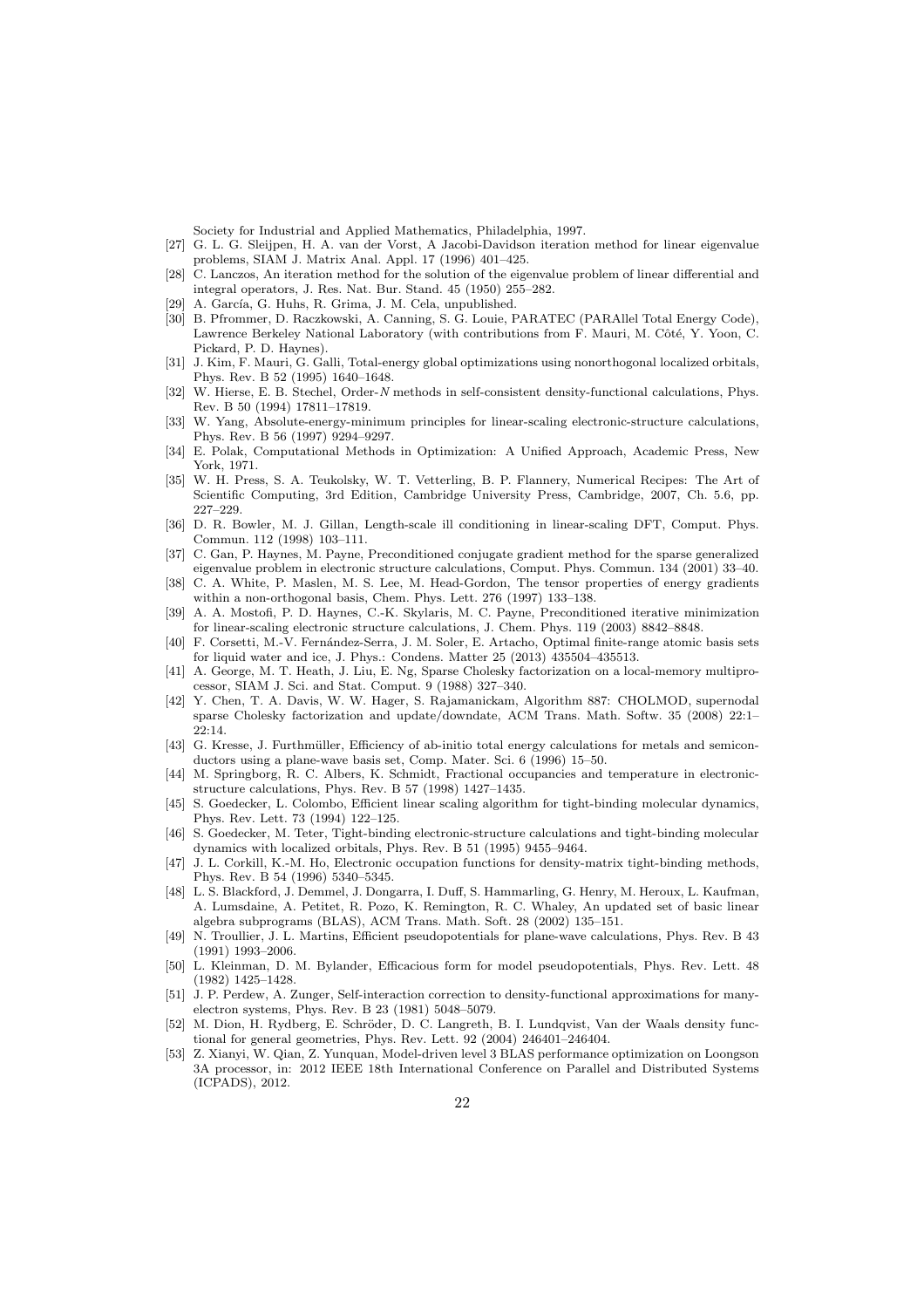Society for Industrial and Applied Mathematics, Philadelphia, 1997.

[27] G. L. G. Sleijpen, H. A. van der Vorst, A Jacobi-Davidson iteration method for linear eigenvalue problems, SIAM J. Matrix Anal. Appl. 17 (1996) 401–425.

[28] C. Lanczos, An iteration method for the solution of the eigenvalue problem of linear differential and integral operators, J. Res. Nat. Bur. Stand. 45 (1950) 255–282.

[29] A. García, G. Huhs, R. Grima, J. M. Cela, unpublished.

[30] B. Pfrommer, D. Raczkowski, A. Canning, S. G. Louie, PARATEC (PARAllel Total Energy Code), Lawrence Berkeley National Laboratory (with contributions from F. Mauri, M. Côté, Y. Yoon, C. Pickard, P. D. Haynes).

[31] J. Kim, F. Mauri, G. Galli, Total-energy global optimizations using nonorthogonal localized orbitals, Phys. Rev. B 52 (1995) 1640–1648.

[32] W. Hierse, E. B. Stechel, Order-$N$ methods in self-consistent density-functional calculations, Phys. Rev. B 50 (1994) 17811–17819.

[33] W. Yang, Absolute-energy-minimum principles for linear-scaling electronic-structure calculations, Phys. Rev. B 56 (1997) 9294–9297.

[34] E. Polak, Computational Methods in Optimization: A Unified Approach, Academic Press, New York, 1971.

[35] W. H. Press, S. A. Teukolsky, W. T. Vetterling, B. P. Flannery, Numerical Recipes: The Art of Scientific Computing, 3rd Edition, Cambridge University Press, Cambridge, 2007, Ch. 5.6, pp. 227–229.

[36] D. R. Bowler, M. J. Gillan, Length-scale ill conditioning in linear-scaling DFT, Comput. Phys. Commun. 112 (1998) 103–111.

[37] C. Gan, P. Haynes, M. Payne, Preconditioned conjugate gradient method for the sparse generalized eigenvalue problem in electronic structure calculations, Comput. Phys. Commun. 134 (2001) 33–40.

[38] C. A. White, P. Maslen, M. S. Lee, M. Head-Gordon, The tensor properties of energy gradients within a non-orthogonal basis, Chem. Phys. Lett. 276 (1997) 133–138.

[39] A. A. Mostofi, P. D. Haynes, C.-K. Skylaris, M. C. Payne, Preconditioned iterative minimization for linear-scaling electronic structure calculations, J. Chem. Phys. 119 (2003) 8842–8848.

[40] F. Corsetti, M.-V. Fernández-Serra, J. M. Soler, E. Artacho, Optimal finite-range atomic basis sets for liquid water and ice, J. Phys.: Condens. Matter 25 (2013) 435504–435513.

[41] A. George, M. T. Heath, J. Liu, E. Ng, Sparse Cholesky factorization on a local-memory multiprocessor, SIAM J. Sci. and Stat. Comput. 9 (1988) 327–340.

[42] Y. Chen, T. A. Davis, W. W. Hager, S. Rajamanickam, Algorithm 887: CHOLMOD, supernodal sparse Cholesky factorization and update/downdate, ACM Trans. Math. Softw. 35 (2008) 22:1–22:14.

[43] G. Kresse, J. Furthmüller, Efficiency of ab-initio total energy calculations for metals and semiconductors using a plane-wave basis set, Comp. Mater. Sci. 6 (1996) 15–50.

[44] M. Springborg, R. C. Albers, K. Schmidt, Fractional occupancies and temperature in electronic-structure calculations, Phys. Rev. B 57 (1998) 1427–1435.

[45] S. Goedecker, L. Colombo, Efficient linear scaling algorithm for tight-binding molecular dynamics, Phys. Rev. Lett. 73 (1994) 122–125.

[46] S. Goedecker, M. Teter, Tight-binding electronic-structure calculations and tight-binding molecular dynamics with localized orbitals, Phys. Rev. B 51 (1995) 9455–9464.

[47] J. L. Corkill, K.-M. Ho, Electronic occupation functions for density-matrix tight-binding methods, Phys. Rev. B 54 (1996) 5340–5345.

[48] L. S. Blackford, J. Demmel, J. Dongarra, I. Duff, S. Hammarling, G. Henry, M. Heroux, L. Kaufman, A. Lumsdaine, A. Petitet, R. Pozo, K. Remington, R. C. Whaley, An updated set of basic linear algebra subprograms (BLAS), ACM Trans. Math. Soft. 28 (2002) 135–151.

[49] N. Troullier, J. L. Martins, Efficient pseudopotentials for plane-wave calculations, Phys. Rev. B 43 (1991) 1993–2006.

[50] L. Kleinman, D. M. Bylander, Efficacious form for model pseudopotentials, Phys. Rev. Lett. 48 (1982) 1425–1428.

[51] J. P. Perdew, A. Zunger, Self-interaction correction to density-functional approximations for many-electron systems, Phys. Rev. B 23 (1981) 5048–5079.

[52] M. Dion, H. Rydberg, E. Schröder, D. C. Langreth, B. I. Lundqvist, Van der Waals density functional for general geometries, Phys. Rev. Lett. 92 (2004) 246401–246404.

[53] Z. Xianyi, W. Qian, Z. Yunquan, Model-driven level 3 BLAS performance optimization on Loongson 3A processor, in: 2012 IEEE 18th International Conference on Parallel and Distributed Systems (ICPADS), 2012.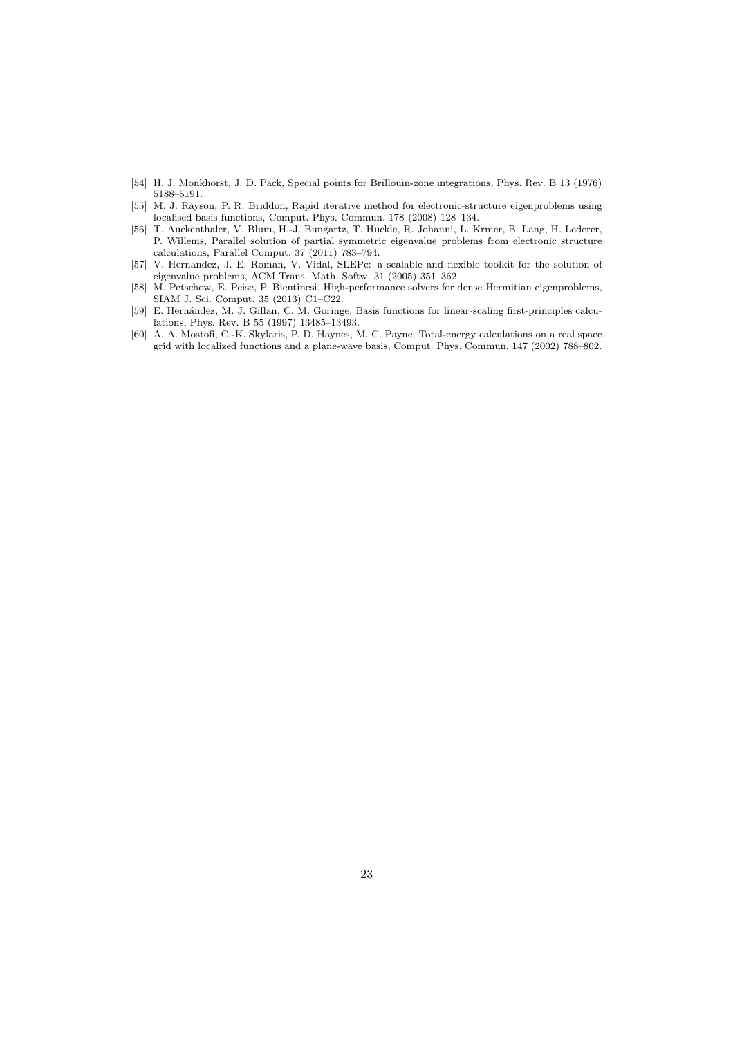[54] H. J. Monkhorst, J. D. Pack, Special points for Brillouin-zone integrations, Phys. Rev. B 13 (1976) 5188–5191.

[55] M. J. Rayson, P. R. Briddon, Rapid iterative method for electronic-structure eigenproblems using localised basis functions, Comput. Phys. Commun. 178 (2008) 128–134.

[56] T. Auckenthaler, V. Blum, H.-J. Bungartz, T. Huckle, R. Johanni, L. Krmer, B. Lang, H. Lederer, P. Willems, Parallel solution of partial symmetric eigenvalue problems from electronic structure calculations, Parallel Comput. 37 (2011) 783–794.

[57] V. Hernandez, J. E. Roman, V. Vidal, SLEPc: a scalable and flexible toolkit for the solution of eigenvalue problems, ACM Trans. Math. Softw. 31 (2005) 351–362.

[58] M. Petschow, E. Peise, P. Bientinesi, High-performance solvers for dense Hermitian eigenproblems, SIAM J. Sci. Comput. 35 (2013) C1–C22.

[59] E. Hernández, M. J. Gillan, C. M. Goringe, Basis functions for linear-scaling first-principles calculations, Phys. Rev. B 55 (1997) 13485–13493.

[60] A. A. Mostofi, C.-K. Skylaris, P. D. Haynes, M. C. Payne, Total-energy calculations on a real space grid with localized functions and a plane-wave basis, Comput. Phys. Commun. 147 (2002) 788–802.